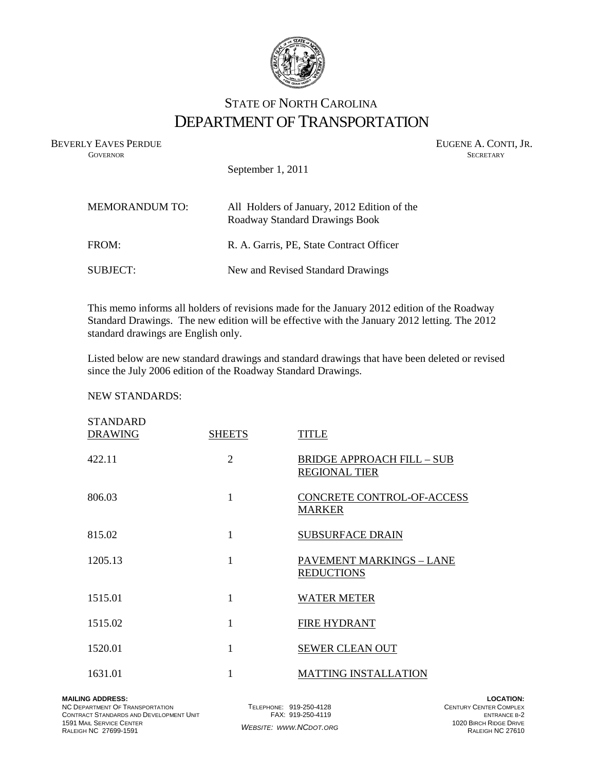# STATE OF NORTH CAROLINA
# DEPARTMENT OF TRANSPORTATION

BEVERLY EAVES PERDUE
GOVERNOR

EUGENE A. CONTI, JR.
SECRETARY

September 1, 2011

MEMORANDUM TO: All Holders of January, 2012 Edition of the Roadway Standard Drawings Book

FROM: R. A. Garris, PE, State Contract Officer

SUBJECT: New and Revised Standard Drawings

This memo informs all holders of revisions made for the January 2012 edition of the Roadway Standard Drawings. The new edition will be effective with the January 2012 letting. The 2012 standard drawings are English only.

Listed below are new standard drawings and standard drawings that have been deleted or revised since the July 2006 edition of the Roadway Standard Drawings.

NEW STANDARDS:

| STANDARD DRAWING | SHEETS | TITLE |
|---|---|---|
| 422.11 | 2 | BRIDGE APPROACH FILL – SUB REGIONAL TIER |
| 806.03 | 1 | CONCRETE CONTROL-OF-ACCESS MARKER |
| 815.02 | 1 | SUBSURFACE DRAIN |
| 1205.13 | 1 | PAVEMENT MARKINGS – LANE REDUCTIONS |
| 1515.01 | 1 | WATER METER |
| 1515.02 | 1 | FIRE HYDRANT |
| 1520.01 | 1 | SEWER CLEAN OUT |
| 1631.01 | 1 | MATTING INSTALLATION |

**MAILING ADDRESS:**
NC DEPARTMENT OF TRANSPORTATION
CONTRACT STANDARDS AND DEVELOPMENT UNIT
1591 MAIL SERVICE CENTER
RALEIGH NC 27699-1591

TELEPHONE: 919-250-4128
FAX: 919-250-4119
*WEBSITE: WWW.NCDOT.ORG*

**LOCATION:**
CENTURY CENTER COMPLEX
ENTRANCE B-2
1020 BIRCH RIDGE DRIVE
RALEIGH NC 27610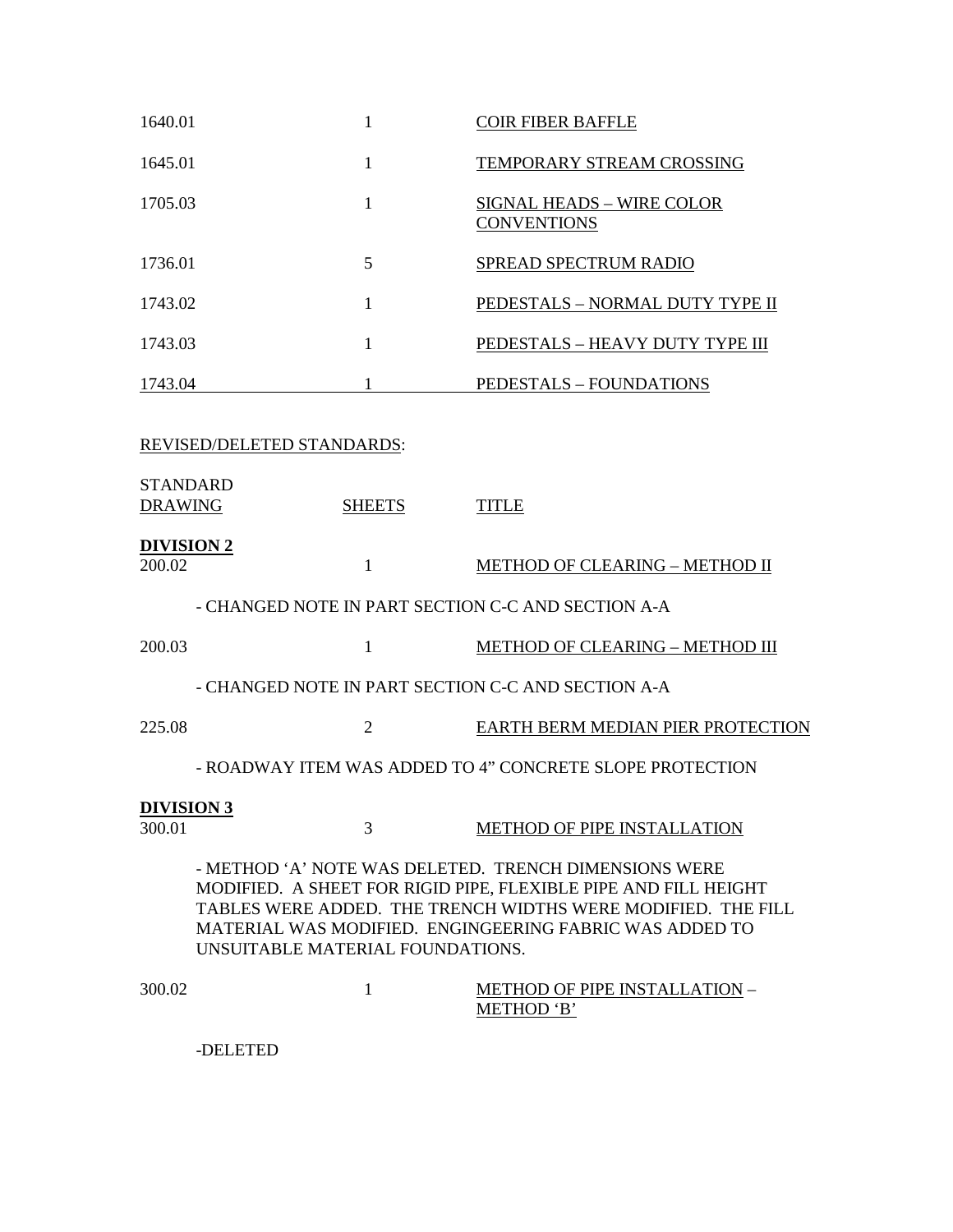| | | |
|---|---|---|
| 1640.01 | 1 | COIR FIBER BAFFLE |
| 1645.01 | 1 | TEMPORARY STREAM CROSSING |
| 1705.03 | 1 | SIGNAL HEADS – WIRE COLOR CONVENTIONS |
| 1736.01 | 5 | SPREAD SPECTRUM RADIO |
| 1743.02 | 1 | PEDESTALS – NORMAL DUTY TYPE II |
| 1743.03 | 1 | PEDESTALS – HEAVY DUTY TYPE III |
| 1743.04 | 1 | PEDESTALS – FOUNDATIONS |

REVISED/DELETED STANDARDS:

| STANDARD DRAWING | SHEETS | TITLE |
|---|---|---|

**DIVISION 2**

| | | |
|---|---|---|
| 200.02 | 1 | METHOD OF CLEARING – METHOD II |

- CHANGED NOTE IN PART SECTION C-C AND SECTION A-A

| | | |
|---|---|---|
| 200.03 | 1 | METHOD OF CLEARING – METHOD III |

- CHANGED NOTE IN PART SECTION C-C AND SECTION A-A

| | | |
|---|---|---|
| 225.08 | 2 | EARTH BERM MEDIAN PIER PROTECTION |

- ROADWAY ITEM WAS ADDED TO 4" CONCRETE SLOPE PROTECTION

**DIVISION 3**

| | | |
|---|---|---|
| 300.01 | 3 | METHOD OF PIPE INSTALLATION |

- METHOD 'A' NOTE WAS DELETED. TRENCH DIMENSIONS WERE MODIFIED. A SHEET FOR RIGID PIPE, FLEXIBLE PIPE AND FILL HEIGHT TABLES WERE ADDED. THE TRENCH WIDTHS WERE MODIFIED. THE FILL MATERIAL WAS MODIFIED. ENGINGEERING FABRIC WAS ADDED TO UNSUITABLE MATERIAL FOUNDATIONS.

| | | |
|---|---|---|
| 300.02 | 1 | METHOD OF PIPE INSTALLATION – METHOD 'B' |

-DELETED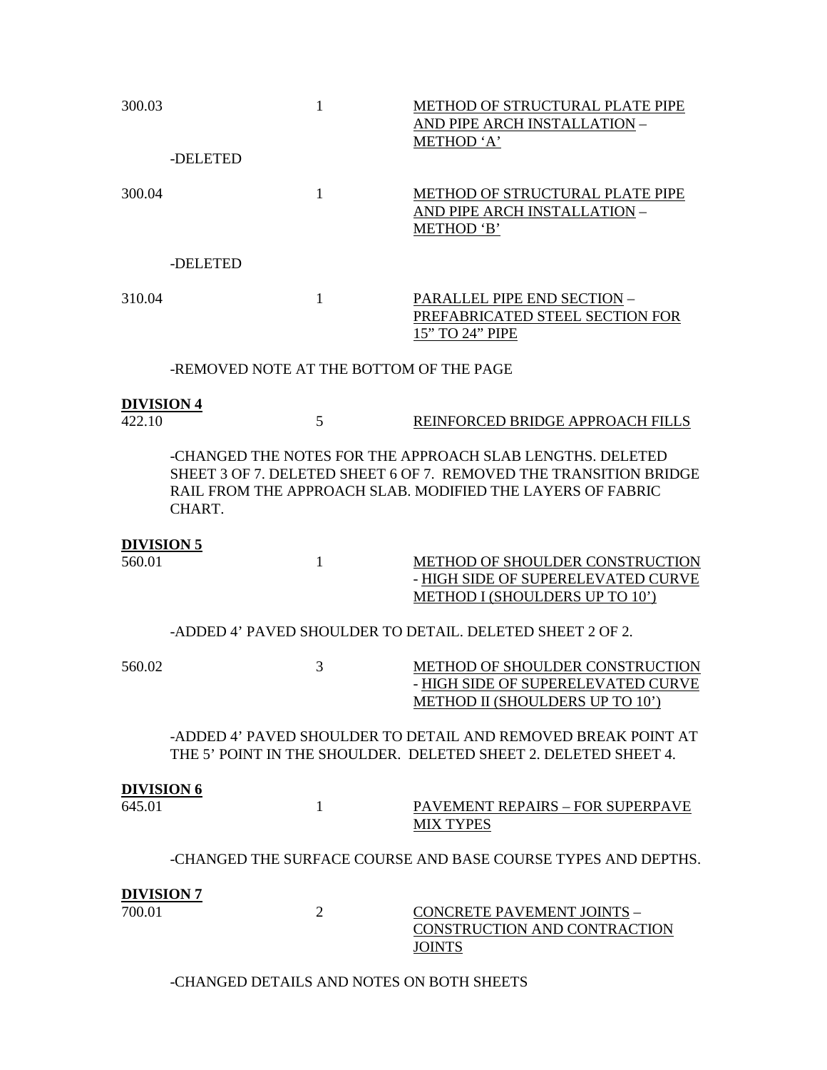300.03 &nbsp;&nbsp;&nbsp;&nbsp; 1 &nbsp;&nbsp;&nbsp;&nbsp; <u>METHOD OF STRUCTURAL PLATE PIPE AND PIPE ARCH INSTALLATION</u> – <u>METHOD ‘A’</u>

-DELETED

300.04 &nbsp;&nbsp;&nbsp;&nbsp; 1 &nbsp;&nbsp;&nbsp;&nbsp; <u>METHOD OF STRUCTURAL PLATE PIPE AND PIPE ARCH INSTALLATION</u> – <u>METHOD ‘B’</u>

-DELETED

310.04 &nbsp;&nbsp;&nbsp;&nbsp; 1 &nbsp;&nbsp;&nbsp;&nbsp; <u>PARALLEL PIPE END SECTION</u> – <u>PREFABRICATED STEEL SECTION FOR 15” TO 24” PIPE</u>

-REMOVED NOTE AT THE BOTTOM OF THE PAGE

**<u>DIVISION 4</u>**

422.10 &nbsp;&nbsp;&nbsp;&nbsp; 5 &nbsp;&nbsp;&nbsp;&nbsp; <u>REINFORCED BRIDGE APPROACH FILLS</u>

-CHANGED THE NOTES FOR THE APPROACH SLAB LENGTHS. DELETED SHEET 3 OF 7. DELETED SHEET 6 OF 7. REMOVED THE TRANSITION BRIDGE RAIL FROM THE APPROACH SLAB. MODIFIED THE LAYERS OF FABRIC CHART.

**<u>DIVISION 5</u>**

560.01 &nbsp;&nbsp;&nbsp;&nbsp; 1 &nbsp;&nbsp;&nbsp;&nbsp; <u>METHOD OF SHOULDER CONSTRUCTION</u> - <u>HIGH SIDE OF SUPERELEVATED CURVE METHOD I (SHOULDERS UP TO 10’)</u>

-ADDED 4’ PAVED SHOULDER TO DETAIL. DELETED SHEET 2 OF 2.

560.02 &nbsp;&nbsp;&nbsp;&nbsp; 3 &nbsp;&nbsp;&nbsp;&nbsp; <u>METHOD OF SHOULDER CONSTRUCTION</u> - <u>HIGH SIDE OF SUPERELEVATED CURVE METHOD II (SHOULDERS UP TO 10’)</u>

-ADDED 4’ PAVED SHOULDER TO DETAIL AND REMOVED BREAK POINT AT THE 5’ POINT IN THE SHOULDER. DELETED SHEET 2. DELETED SHEET 4.

**<u>DIVISION 6</u>**

645.01 &nbsp;&nbsp;&nbsp;&nbsp; 1 &nbsp;&nbsp;&nbsp;&nbsp; <u>PAVEMENT REPAIRS – FOR SUPERPAVE MIX TYPES</u>

-CHANGED THE SURFACE COURSE AND BASE COURSE TYPES AND DEPTHS.

**<u>DIVISION 7</u>**

700.01 &nbsp;&nbsp;&nbsp;&nbsp; 2 &nbsp;&nbsp;&nbsp;&nbsp; <u>CONCRETE PAVEMENT JOINTS</u> – <u>CONSTRUCTION AND CONTRACTION JOINTS</u>

-CHANGED DETAILS AND NOTES ON BOTH SHEETS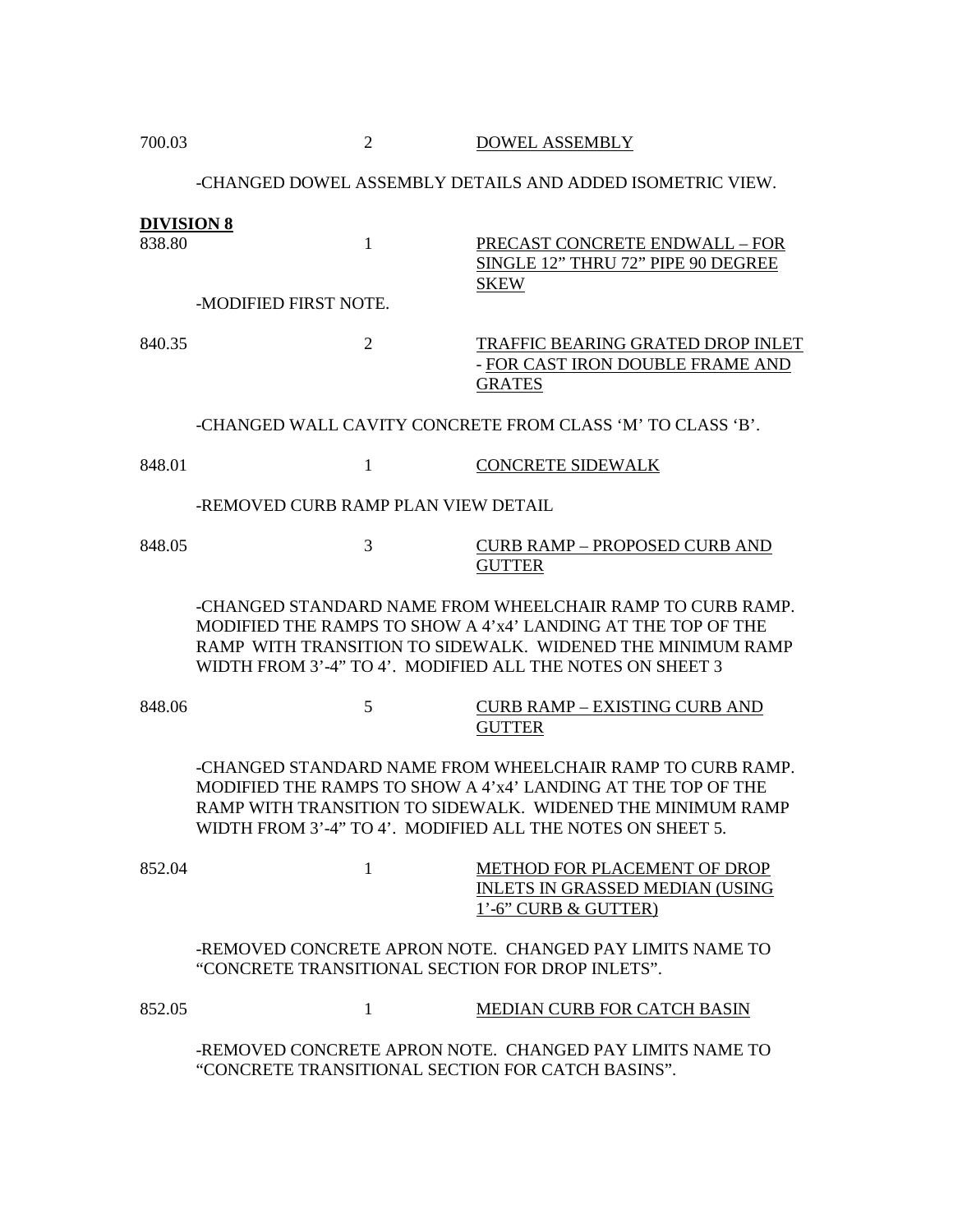700.03 2 DOWEL ASSEMBLY

-CHANGED DOWEL ASSEMBLY DETAILS AND ADDED ISOMETRIC VIEW.

**DIVISION 8**

838.80 1 PRECAST CONCRETE ENDWALL – FOR SINGLE 12" THRU 72" PIPE 90 DEGREE SKEW

-MODIFIED FIRST NOTE.

840.35 2 TRAFFIC BEARING GRATED DROP INLET - FOR CAST IRON DOUBLE FRAME AND GRATES

-CHANGED WALL CAVITY CONCRETE FROM CLASS 'M' TO CLASS 'B'.

848.01 1 CONCRETE SIDEWALK

-REMOVED CURB RAMP PLAN VIEW DETAIL

848.05 3 CURB RAMP – PROPOSED CURB AND GUTTER

-CHANGED STANDARD NAME FROM WHEELCHAIR RAMP TO CURB RAMP. MODIFIED THE RAMPS TO SHOW A 4'x4' LANDING AT THE TOP OF THE RAMP WITH TRANSITION TO SIDEWALK. WIDENED THE MINIMUM RAMP WIDTH FROM 3'-4" TO 4'. MODIFIED ALL THE NOTES ON SHEET 3

848.06 5 CURB RAMP – EXISTING CURB AND GUTTER

-CHANGED STANDARD NAME FROM WHEELCHAIR RAMP TO CURB RAMP. MODIFIED THE RAMPS TO SHOW A 4'x4' LANDING AT THE TOP OF THE RAMP WITH TRANSITION TO SIDEWALK. WIDENED THE MINIMUM RAMP WIDTH FROM 3'-4" TO 4'. MODIFIED ALL THE NOTES ON SHEET 5.

852.04 1 METHOD FOR PLACEMENT OF DROP INLETS IN GRASSED MEDIAN (USING 1'-6" CURB & GUTTER)

-REMOVED CONCRETE APRON NOTE. CHANGED PAY LIMITS NAME TO "CONCRETE TRANSITIONAL SECTION FOR DROP INLETS".

852.05 1 MEDIAN CURB FOR CATCH BASIN

-REMOVED CONCRETE APRON NOTE. CHANGED PAY LIMITS NAME TO "CONCRETE TRANSITIONAL SECTION FOR CATCH BASINS".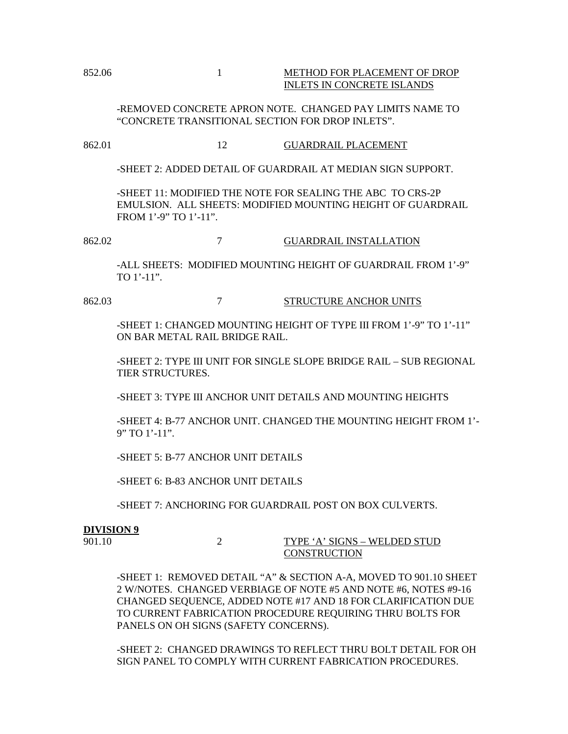852.06 1 <u>METHOD FOR PLACEMENT OF DROP INLETS IN CONCRETE ISLANDS</u>

-REMOVED CONCRETE APRON NOTE. CHANGED PAY LIMITS NAME TO "CONCRETE TRANSITIONAL SECTION FOR DROP INLETS".

862.01 12 <u>GUARDRAIL PLACEMENT</u>

-SHEET 2: ADDED DETAIL OF GUARDRAIL AT MEDIAN SIGN SUPPORT.

-SHEET 11: MODIFIED THE NOTE FOR SEALING THE ABC TO CRS-2P EMULSION. ALL SHEETS: MODIFIED MOUNTING HEIGHT OF GUARDRAIL FROM 1'-9" TO 1'-11".

862.02 7 <u>GUARDRAIL INSTALLATION</u>

-ALL SHEETS: MODIFIED MOUNTING HEIGHT OF GUARDRAIL FROM 1'-9" TO 1'-11".

862.03 7 <u>STRUCTURE ANCHOR UNITS</u>

-SHEET 1: CHANGED MOUNTING HEIGHT OF TYPE III FROM 1'-9" TO 1'-11" ON BAR METAL RAIL BRIDGE RAIL.

-SHEET 2: TYPE III UNIT FOR SINGLE SLOPE BRIDGE RAIL – SUB REGIONAL TIER STRUCTURES.

-SHEET 3: TYPE III ANCHOR UNIT DETAILS AND MOUNTING HEIGHTS

-SHEET 4: B-77 ANCHOR UNIT. CHANGED THE MOUNTING HEIGHT FROM 1'-9" TO 1'-11".

-SHEET 5: B-77 ANCHOR UNIT DETAILS

-SHEET 6: B-83 ANCHOR UNIT DETAILS

-SHEET 7: ANCHORING FOR GUARDRAIL POST ON BOX CULVERTS.

**<u>DIVISION 9</u>**

901.10 2 <u>TYPE 'A' SIGNS – WELDED STUD CONSTRUCTION</u>

-SHEET 1: REMOVED DETAIL "A" & SECTION A-A, MOVED TO 901.10 SHEET 2 W/NOTES. CHANGED VERBIAGE OF NOTE #5 AND NOTE #6, NOTES #9-16 CHANGED SEQUENCE, ADDED NOTE #17 AND 18 FOR CLARIFICATION DUE TO CURRENT FABRICATION PROCEDURE REQUIRING THRU BOLTS FOR PANELS ON OH SIGNS (SAFETY CONCERNS).

-SHEET 2: CHANGED DRAWINGS TO REFLECT THRU BOLT DETAIL FOR OH SIGN PANEL TO COMPLY WITH CURRENT FABRICATION PROCEDURES.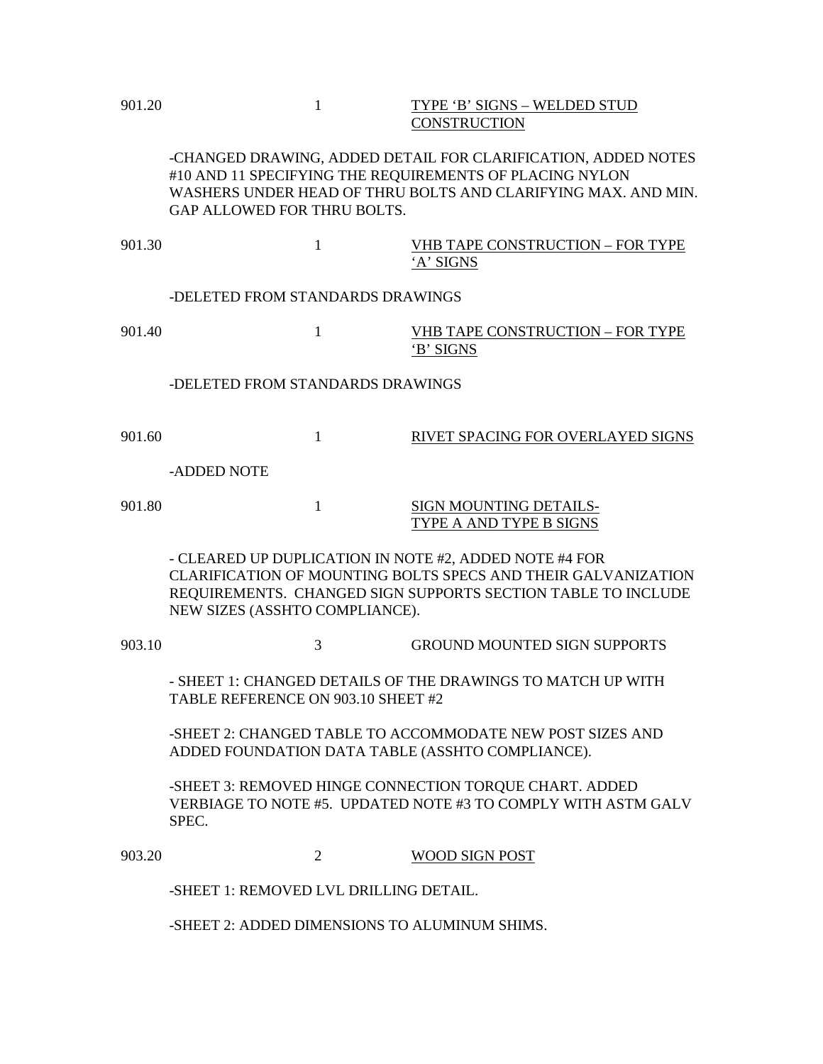901.20 &nbsp;&nbsp;&nbsp;&nbsp; 1 &nbsp;&nbsp;&nbsp;&nbsp; TYPE ‘B’ SIGNS – WELDED STUD CONSTRUCTION

-CHANGED DRAWING, ADDED DETAIL FOR CLARIFICATION, ADDED NOTES #10 AND 11 SPECIFYING THE REQUIREMENTS OF PLACING NYLON WASHERS UNDER HEAD OF THRU BOLTS AND CLARIFYING MAX. AND MIN. GAP ALLOWED FOR THRU BOLTS.

901.30 &nbsp;&nbsp;&nbsp;&nbsp; 1 &nbsp;&nbsp;&nbsp;&nbsp; VHB TAPE CONSTRUCTION – FOR TYPE ‘A’ SIGNS

-DELETED FROM STANDARDS DRAWINGS

901.40 &nbsp;&nbsp;&nbsp;&nbsp; 1 &nbsp;&nbsp;&nbsp;&nbsp; VHB TAPE CONSTRUCTION – FOR TYPE ‘B’ SIGNS

-DELETED FROM STANDARDS DRAWINGS

901.60 &nbsp;&nbsp;&nbsp;&nbsp; 1 &nbsp;&nbsp;&nbsp;&nbsp; RIVET SPACING FOR OVERLAYED SIGNS

-ADDED NOTE

901.80 &nbsp;&nbsp;&nbsp;&nbsp; 1 &nbsp;&nbsp;&nbsp;&nbsp; SIGN MOUNTING DETAILS- TYPE A AND TYPE B SIGNS

- CLEARED UP DUPLICATION IN NOTE #2, ADDED NOTE #4 FOR CLARIFICATION OF MOUNTING BOLTS SPECS AND THEIR GALVANIZATION REQUIREMENTS. CHANGED SIGN SUPPORTS SECTION TABLE TO INCLUDE NEW SIZES (ASSHTO COMPLIANCE).

903.10 &nbsp;&nbsp;&nbsp;&nbsp; 3 &nbsp;&nbsp;&nbsp;&nbsp; GROUND MOUNTED SIGN SUPPORTS

- SHEET 1: CHANGED DETAILS OF THE DRAWINGS TO MATCH UP WITH TABLE REFERENCE ON 903.10 SHEET #2

-SHEET 2: CHANGED TABLE TO ACCOMMODATE NEW POST SIZES AND ADDED FOUNDATION DATA TABLE (ASSHTO COMPLIANCE).

-SHEET 3: REMOVED HINGE CONNECTION TORQUE CHART. ADDED VERBIAGE TO NOTE #5. UPDATED NOTE #3 TO COMPLY WITH ASTM GALV SPEC.

903.20 &nbsp;&nbsp;&nbsp;&nbsp; 2 &nbsp;&nbsp;&nbsp;&nbsp; WOOD SIGN POST

-SHEET 1: REMOVED LVL DRILLING DETAIL.

-SHEET 2: ADDED DIMENSIONS TO ALUMINUM SHIMS.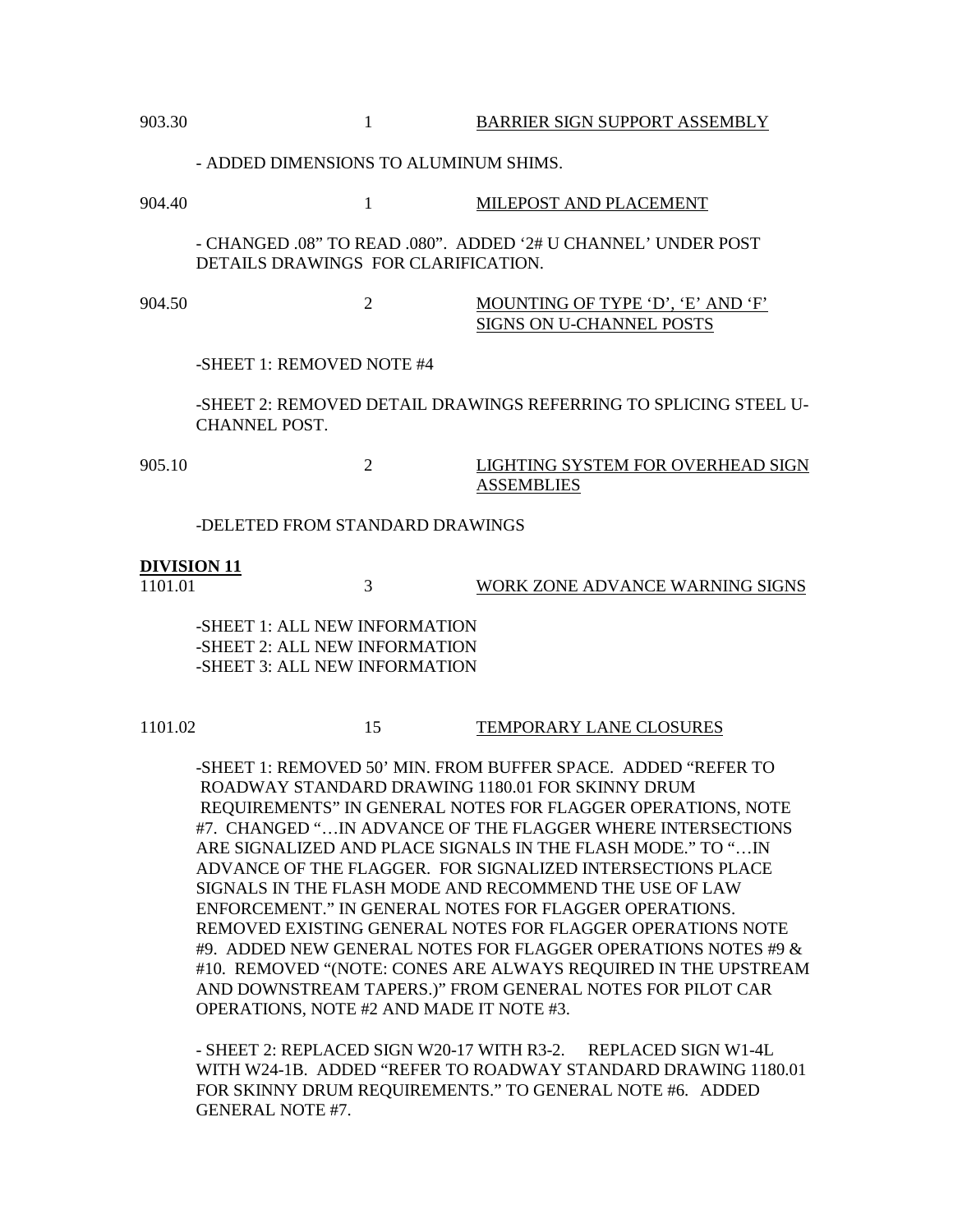903.30 1 <u>BARRIER SIGN SUPPORT ASSEMBLY</u>

- ADDED DIMENSIONS TO ALUMINUM SHIMS.

904.40 1 <u>MILEPOST AND PLACEMENT</u>

- CHANGED .08" TO READ .080". ADDED '2# U CHANNEL' UNDER POST DETAILS DRAWINGS FOR CLARIFICATION.

904.50 2 <u>MOUNTING OF TYPE 'D', 'E' AND 'F' SIGNS ON U-CHANNEL POSTS</u>

-SHEET 1: REMOVED NOTE #4

-SHEET 2: REMOVED DETAIL DRAWINGS REFERRING TO SPLICING STEEL U-CHANNEL POST.

905.10 2 <u>LIGHTING SYSTEM FOR OVERHEAD SIGN ASSEMBLIES</u>

-DELETED FROM STANDARD DRAWINGS

**<u>DIVISION 11</u>**

1101.01 3 <u>WORK ZONE ADVANCE WARNING SIGNS</u>

-SHEET 1: ALL NEW INFORMATION
-SHEET 2: ALL NEW INFORMATION
-SHEET 3: ALL NEW INFORMATION

1101.02 15 <u>TEMPORARY LANE CLOSURES</u>

-SHEET 1: REMOVED 50' MIN. FROM BUFFER SPACE. ADDED "REFER TO ROADWAY STANDARD DRAWING 1180.01 FOR SKINNY DRUM REQUIREMENTS" IN GENERAL NOTES FOR FLAGGER OPERATIONS, NOTE #7. CHANGED "…IN ADVANCE OF THE FLAGGER WHERE INTERSECTIONS ARE SIGNALIZED AND PLACE SIGNALS IN THE FLASH MODE." TO "…IN ADVANCE OF THE FLAGGER. FOR SIGNALIZED INTERSECTIONS PLACE SIGNALS IN THE FLASH MODE AND RECOMMEND THE USE OF LAW ENFORCEMENT." IN GENERAL NOTES FOR FLAGGER OPERATIONS. REMOVED EXISTING GENERAL NOTES FOR FLAGGER OPERATIONS NOTE #9. ADDED NEW GENERAL NOTES FOR FLAGGER OPERATIONS NOTES #9 & #10. REMOVED "(NOTE: CONES ARE ALWAYS REQUIRED IN THE UPSTREAM AND DOWNSTREAM TAPERS.)" FROM GENERAL NOTES FOR PILOT CAR OPERATIONS, NOTE #2 AND MADE IT NOTE #3.

- SHEET 2: REPLACED SIGN W20-17 WITH R3-2. REPLACED SIGN W1-4L WITH W24-1B. ADDED "REFER TO ROADWAY STANDARD DRAWING 1180.01 FOR SKINNY DRUM REQUIREMENTS." TO GENERAL NOTE #6. ADDED GENERAL NOTE #7.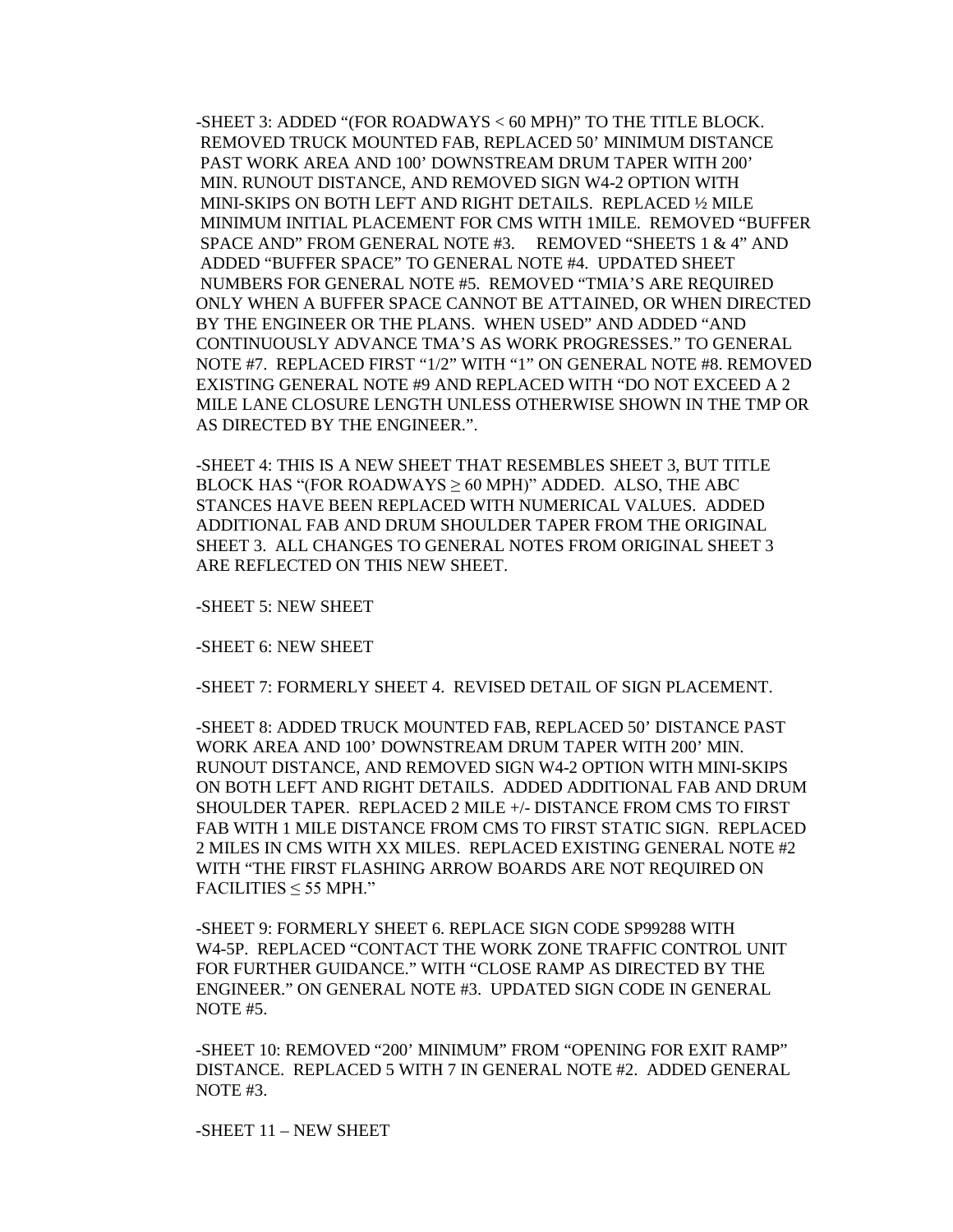-SHEET 3: ADDED "(FOR ROADWAYS < 60 MPH)" TO THE TITLE BLOCK. REMOVED TRUCK MOUNTED FAB, REPLACED 50' MINIMUM DISTANCE PAST WORK AREA AND 100' DOWNSTREAM DRUM TAPER WITH 200' MIN. RUNOUT DISTANCE, AND REMOVED SIGN W4-2 OPTION WITH MINI-SKIPS ON BOTH LEFT AND RIGHT DETAILS. REPLACED ½ MILE MINIMUM INITIAL PLACEMENT FOR CMS WITH 1MILE. REMOVED "BUFFER SPACE AND" FROM GENERAL NOTE #3. REMOVED "SHEETS 1 & 4" AND ADDED "BUFFER SPACE" TO GENERAL NOTE #4. UPDATED SHEET NUMBERS FOR GENERAL NOTE #5. REMOVED "TMIA'S ARE REQUIRED ONLY WHEN A BUFFER SPACE CANNOT BE ATTAINED, OR WHEN DIRECTED BY THE ENGINEER OR THE PLANS. WHEN USED" AND ADDED "AND CONTINUOUSLY ADVANCE TMA'S AS WORK PROGRESSES." TO GENERAL NOTE #7. REPLACED FIRST "1/2" WITH "1" ON GENERAL NOTE #8. REMOVED EXISTING GENERAL NOTE #9 AND REPLACED WITH "DO NOT EXCEED A 2 MILE LANE CLOSURE LENGTH UNLESS OTHERWISE SHOWN IN THE TMP OR AS DIRECTED BY THE ENGINEER.".

-SHEET 4: THIS IS A NEW SHEET THAT RESEMBLES SHEET 3, BUT TITLE BLOCK HAS "(FOR ROADWAYS ≥ 60 MPH)" ADDED. ALSO, THE ABC STANCES HAVE BEEN REPLACED WITH NUMERICAL VALUES. ADDED ADDITIONAL FAB AND DRUM SHOULDER TAPER FROM THE ORIGINAL SHEET 3. ALL CHANGES TO GENERAL NOTES FROM ORIGINAL SHEET 3 ARE REFLECTED ON THIS NEW SHEET.

-SHEET 5: NEW SHEET

-SHEET 6: NEW SHEET

-SHEET 7: FORMERLY SHEET 4. REVISED DETAIL OF SIGN PLACEMENT.

-SHEET 8: ADDED TRUCK MOUNTED FAB, REPLACED 50' DISTANCE PAST WORK AREA AND 100' DOWNSTREAM DRUM TAPER WITH 200' MIN. RUNOUT DISTANCE, AND REMOVED SIGN W4-2 OPTION WITH MINI-SKIPS ON BOTH LEFT AND RIGHT DETAILS. ADDED ADDITIONAL FAB AND DRUM SHOULDER TAPER. REPLACED 2 MILE +/- DISTANCE FROM CMS TO FIRST FAB WITH 1 MILE DISTANCE FROM CMS TO FIRST STATIC SIGN. REPLACED 2 MILES IN CMS WITH XX MILES. REPLACED EXISTING GENERAL NOTE #2 WITH "THE FIRST FLASHING ARROW BOARDS ARE NOT REQUIRED ON FACILITIES ≤ 55 MPH."

-SHEET 9: FORMERLY SHEET 6. REPLACE SIGN CODE SP99288 WITH W4-5P. REPLACED "CONTACT THE WORK ZONE TRAFFIC CONTROL UNIT FOR FURTHER GUIDANCE." WITH "CLOSE RAMP AS DIRECTED BY THE ENGINEER." ON GENERAL NOTE #3. UPDATED SIGN CODE IN GENERAL NOTE #5.

-SHEET 10: REMOVED "200' MINIMUM" FROM "OPENING FOR EXIT RAMP" DISTANCE. REPLACED 5 WITH 7 IN GENERAL NOTE #2. ADDED GENERAL NOTE #3.

-SHEET 11 – NEW SHEET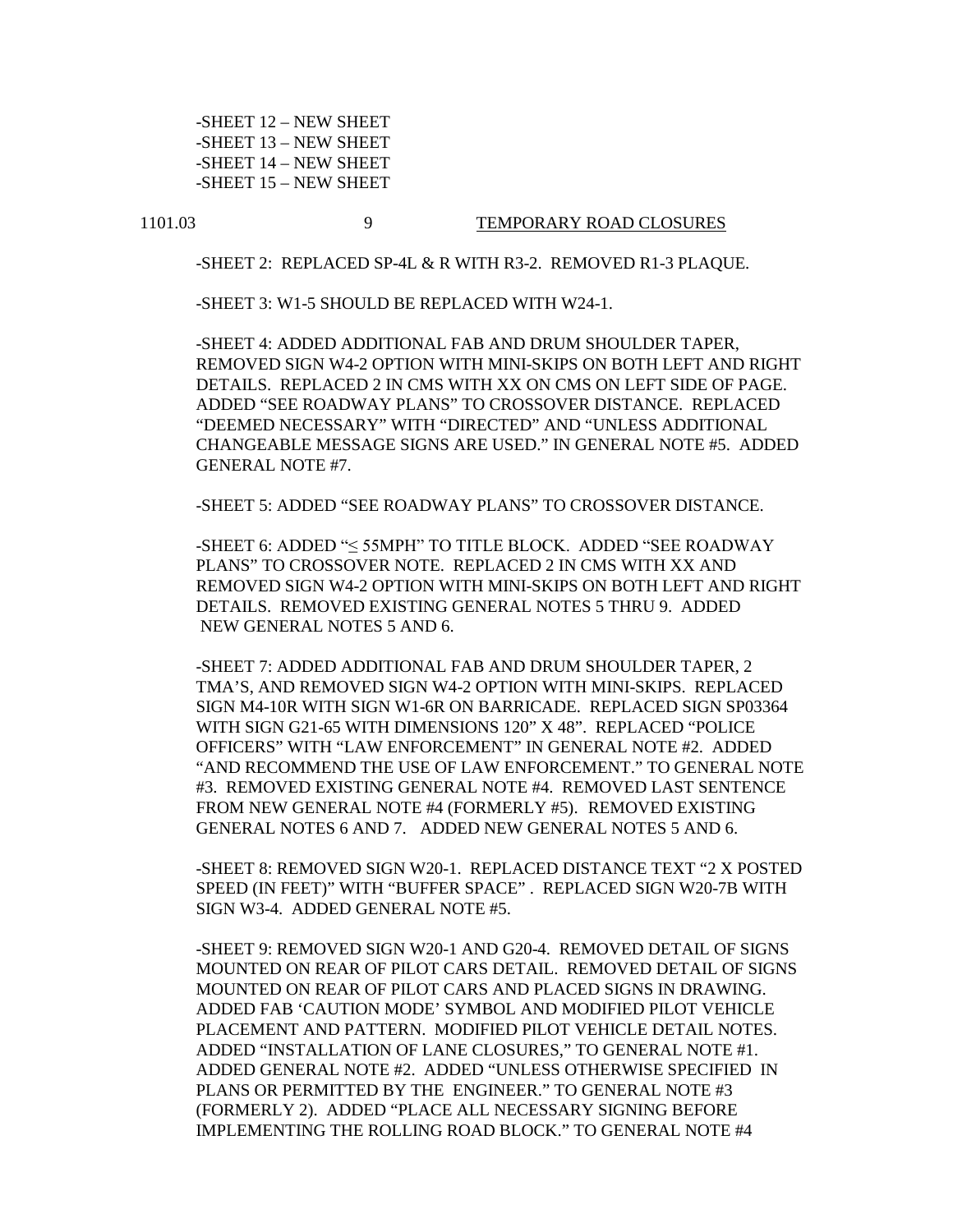-SHEET 12 – NEW SHEET
-SHEET 13 – NEW SHEET
-SHEET 14 – NEW SHEET
-SHEET 15 – NEW SHEET

1101.03 9 <u>TEMPORARY ROAD CLOSURES</u>

-SHEET 2: REPLACED SP-4L & R WITH R3-2. REMOVED R1-3 PLAQUE.

-SHEET 3: W1-5 SHOULD BE REPLACED WITH W24-1.

-SHEET 4: ADDED ADDITIONAL FAB AND DRUM SHOULDER TAPER, REMOVED SIGN W4-2 OPTION WITH MINI-SKIPS ON BOTH LEFT AND RIGHT DETAILS. REPLACED 2 IN CMS WITH XX ON CMS ON LEFT SIDE OF PAGE. ADDED "SEE ROADWAY PLANS" TO CROSSOVER DISTANCE. REPLACED "DEEMED NECESSARY" WITH "DIRECTED" AND "UNLESS ADDITIONAL CHANGEABLE MESSAGE SIGNS ARE USED." IN GENERAL NOTE #5. ADDED GENERAL NOTE #7.

-SHEET 5: ADDED "SEE ROADWAY PLANS" TO CROSSOVER DISTANCE.

-SHEET 6: ADDED "≤ 55MPH" TO TITLE BLOCK. ADDED "SEE ROADWAY PLANS" TO CROSSOVER NOTE. REPLACED 2 IN CMS WITH XX AND REMOVED SIGN W4-2 OPTION WITH MINI-SKIPS ON BOTH LEFT AND RIGHT DETAILS. REMOVED EXISTING GENERAL NOTES 5 THRU 9. ADDED NEW GENERAL NOTES 5 AND 6.

-SHEET 7: ADDED ADDITIONAL FAB AND DRUM SHOULDER TAPER, 2 TMA'S, AND REMOVED SIGN W4-2 OPTION WITH MINI-SKIPS. REPLACED SIGN M4-10R WITH SIGN W1-6R ON BARRICADE. REPLACED SIGN SP03364 WITH SIGN G21-65 WITH DIMENSIONS 120" X 48". REPLACED "POLICE OFFICERS" WITH "LAW ENFORCEMENT" IN GENERAL NOTE #2. ADDED "AND RECOMMEND THE USE OF LAW ENFORCEMENT." TO GENERAL NOTE #3. REMOVED EXISTING GENERAL NOTE #4. REMOVED LAST SENTENCE FROM NEW GENERAL NOTE #4 (FORMERLY #5). REMOVED EXISTING GENERAL NOTES 6 AND 7. ADDED NEW GENERAL NOTES 5 AND 6.

-SHEET 8: REMOVED SIGN W20-1. REPLACED DISTANCE TEXT "2 X POSTED SPEED (IN FEET)" WITH "BUFFER SPACE" . REPLACED SIGN W20-7B WITH SIGN W3-4. ADDED GENERAL NOTE #5.

-SHEET 9: REMOVED SIGN W20-1 AND G20-4. REMOVED DETAIL OF SIGNS MOUNTED ON REAR OF PILOT CARS DETAIL. REMOVED DETAIL OF SIGNS MOUNTED ON REAR OF PILOT CARS AND PLACED SIGNS IN DRAWING. ADDED FAB 'CAUTION MODE' SYMBOL AND MODIFIED PILOT VEHICLE PLACEMENT AND PATTERN. MODIFIED PILOT VEHICLE DETAIL NOTES. ADDED "INSTALLATION OF LANE CLOSURES," TO GENERAL NOTE #1. ADDED GENERAL NOTE #2. ADDED "UNLESS OTHERWISE SPECIFIED IN PLANS OR PERMITTED BY THE ENGINEER." TO GENERAL NOTE #3 (FORMERLY 2). ADDED "PLACE ALL NECESSARY SIGNING BEFORE IMPLEMENTING THE ROLLING ROAD BLOCK." TO GENERAL NOTE #4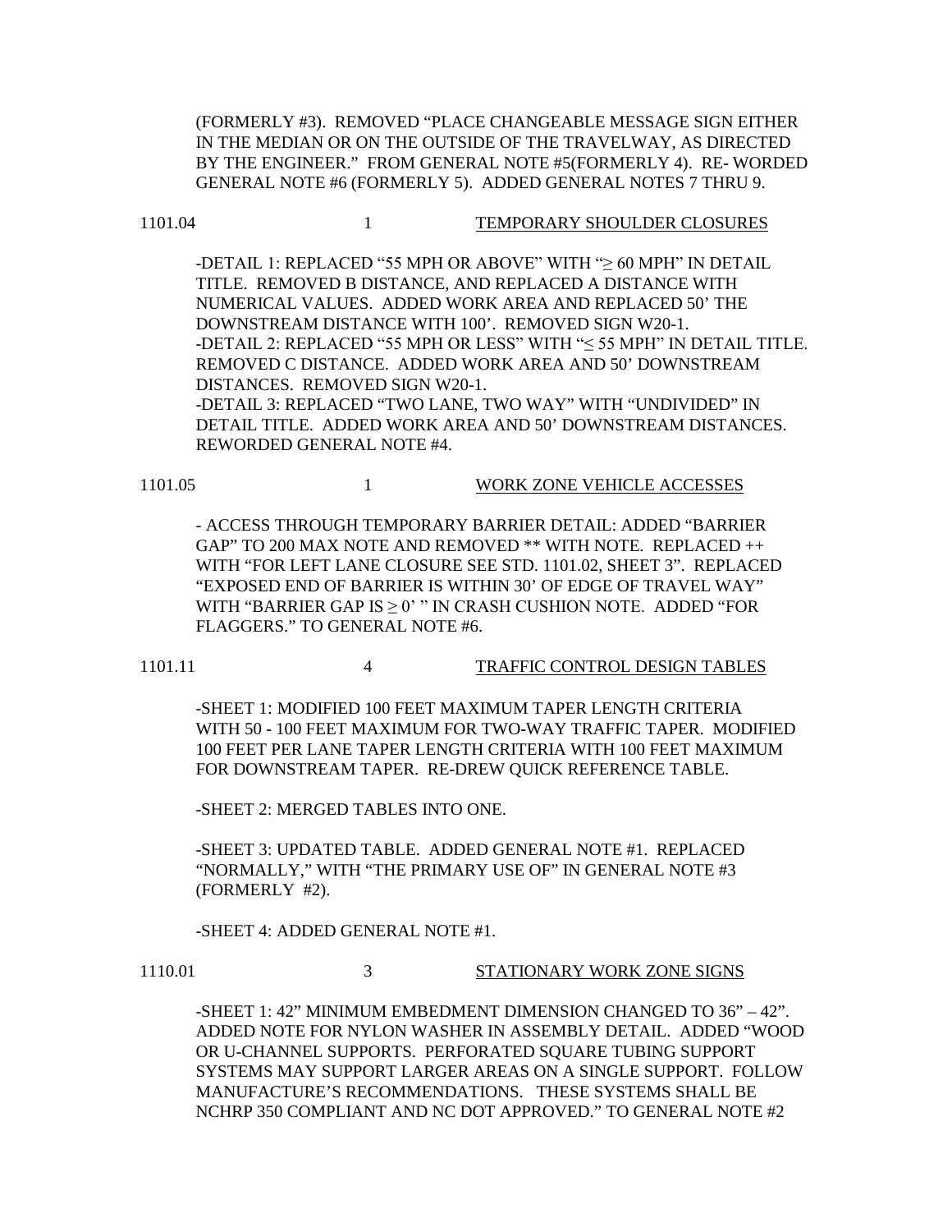(FORMERLY #3). REMOVED "PLACE CHANGEABLE MESSAGE SIGN EITHER IN THE MEDIAN OR ON THE OUTSIDE OF THE TRAVELWAY, AS DIRECTED BY THE ENGINEER." FROM GENERAL NOTE #5(FORMERLY 4). RE- WORDED GENERAL NOTE #6 (FORMERLY 5). ADDED GENERAL NOTES 7 THRU 9.

1101.04 1 <u>TEMPORARY SHOULDER CLOSURES</u>

-DETAIL 1: REPLACED "55 MPH OR ABOVE" WITH "≥ 60 MPH" IN DETAIL TITLE. REMOVED B DISTANCE, AND REPLACED A DISTANCE WITH NUMERICAL VALUES. ADDED WORK AREA AND REPLACED 50' THE DOWNSTREAM DISTANCE WITH 100'. REMOVED SIGN W20-1.
-DETAIL 2: REPLACED "55 MPH OR LESS" WITH "≤ 55 MPH" IN DETAIL TITLE. REMOVED C DISTANCE. ADDED WORK AREA AND 50' DOWNSTREAM DISTANCES. REMOVED SIGN W20-1.
-DETAIL 3: REPLACED "TWO LANE, TWO WAY" WITH "UNDIVIDED" IN DETAIL TITLE. ADDED WORK AREA AND 50' DOWNSTREAM DISTANCES. REWORDED GENERAL NOTE #4.

1101.05 1 <u>WORK ZONE VEHICLE ACCESSES</u>

- ACCESS THROUGH TEMPORARY BARRIER DETAIL: ADDED "BARRIER GAP" TO 200 MAX NOTE AND REMOVED ** WITH NOTE. REPLACED ++ WITH "FOR LEFT LANE CLOSURE SEE STD. 1101.02, SHEET 3". REPLACED "EXPOSED END OF BARRIER IS WITHIN 30' OF EDGE OF TRAVEL WAY" WITH "BARRIER GAP IS ≥ 0' " IN CRASH CUSHION NOTE. ADDED "FOR FLAGGERS." TO GENERAL NOTE #6.

1101.11 4 <u>TRAFFIC CONTROL DESIGN TABLES</u>

-SHEET 1: MODIFIED 100 FEET MAXIMUM TAPER LENGTH CRITERIA WITH 50 - 100 FEET MAXIMUM FOR TWO-WAY TRAFFIC TAPER. MODIFIED 100 FEET PER LANE TAPER LENGTH CRITERIA WITH 100 FEET MAXIMUM FOR DOWNSTREAM TAPER. RE-DREW QUICK REFERENCE TABLE.

-SHEET 2: MERGED TABLES INTO ONE.

-SHEET 3: UPDATED TABLE. ADDED GENERAL NOTE #1. REPLACED "NORMALLY," WITH "THE PRIMARY USE OF" IN GENERAL NOTE #3 (FORMERLY #2).

-SHEET 4: ADDED GENERAL NOTE #1.

1110.01 3 <u>STATIONARY WORK ZONE SIGNS</u>

-SHEET 1: 42" MINIMUM EMBEDMENT DIMENSION CHANGED TO 36" – 42". ADDED NOTE FOR NYLON WASHER IN ASSEMBLY DETAIL. ADDED "WOOD OR U-CHANNEL SUPPORTS. PERFORATED SQUARE TUBING SUPPORT SYSTEMS MAY SUPPORT LARGER AREAS ON A SINGLE SUPPORT. FOLLOW MANUFACTURE'S RECOMMENDATIONS. THESE SYSTEMS SHALL BE NCHRP 350 COMPLIANT AND NC DOT APPROVED." TO GENERAL NOTE #2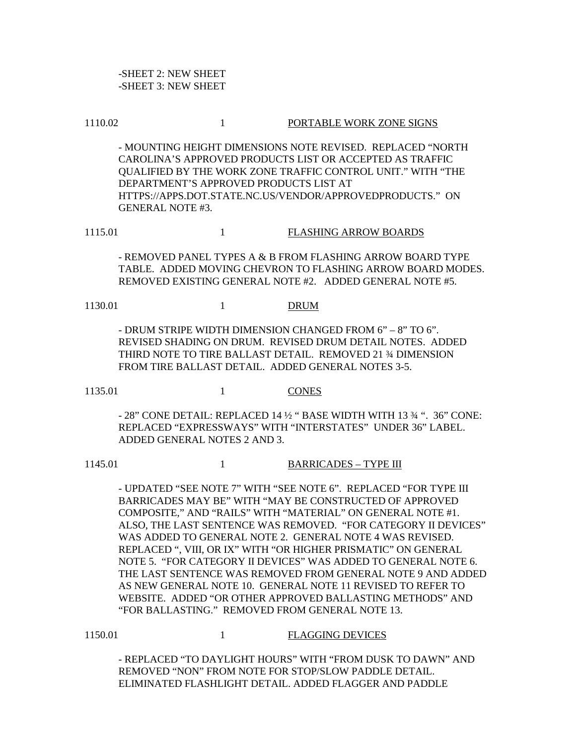-SHEET 2: NEW SHEET
-SHEET 3: NEW SHEET

1110.02 1 <u>PORTABLE WORK ZONE SIGNS</u>

- MOUNTING HEIGHT DIMENSIONS NOTE REVISED. REPLACED "NORTH CAROLINA'S APPROVED PRODUCTS LIST OR ACCEPTED AS TRAFFIC QUALIFIED BY THE WORK ZONE TRAFFIC CONTROL UNIT." WITH "THE DEPARTMENT'S APPROVED PRODUCTS LIST AT HTTPS://APPS.DOT.STATE.NC.US/VENDOR/APPROVEDPRODUCTS." ON GENERAL NOTE #3.

1115.01 1 <u>FLASHING ARROW BOARDS</u>

- REMOVED PANEL TYPES A & B FROM FLASHING ARROW BOARD TYPE TABLE. ADDED MOVING CHEVRON TO FLASHING ARROW BOARD MODES. REMOVED EXISTING GENERAL NOTE #2. ADDED GENERAL NOTE #5.

1130.01 1 <u>DRUM</u>

- DRUM STRIPE WIDTH DIMENSION CHANGED FROM 6" – 8" TO 6". REVISED SHADING ON DRUM. REVISED DRUM DETAIL NOTES. ADDED THIRD NOTE TO TIRE BALLAST DETAIL. REMOVED 21 ¾ DIMENSION FROM TIRE BALLAST DETAIL. ADDED GENERAL NOTES 3-5.

1135.01 1 <u>CONES</u>

- 28" CONE DETAIL: REPLACED 14 ½ " BASE WIDTH WITH 13 ¾ ". 36" CONE: REPLACED "EXPRESSWAYS" WITH "INTERSTATES" UNDER 36" LABEL. ADDED GENERAL NOTES 2 AND 3.

1145.01 1 <u>BARRICADES – TYPE III</u>

- UPDATED "SEE NOTE 7" WITH "SEE NOTE 6". REPLACED "FOR TYPE III BARRICADES MAY BE" WITH "MAY BE CONSTRUCTED OF APPROVED COMPOSITE," AND "RAILS" WITH "MATERIAL" ON GENERAL NOTE #1. ALSO, THE LAST SENTENCE WAS REMOVED. "FOR CATEGORY II DEVICES" WAS ADDED TO GENERAL NOTE 2. GENERAL NOTE 4 WAS REVISED. REPLACED ", VIII, OR IX" WITH "OR HIGHER PRISMATIC" ON GENERAL NOTE 5. "FOR CATEGORY II DEVICES" WAS ADDED TO GENERAL NOTE 6. THE LAST SENTENCE WAS REMOVED FROM GENERAL NOTE 9 AND ADDED AS NEW GENERAL NOTE 10. GENERAL NOTE 11 REVISED TO REFER TO WEBSITE. ADDED "OR OTHER APPROVED BALLASTING METHODS" AND "FOR BALLASTING." REMOVED FROM GENERAL NOTE 13.

1150.01 1 <u>FLAGGING DEVICES</u>

- REPLACED "TO DAYLIGHT HOURS" WITH "FROM DUSK TO DAWN" AND REMOVED "NON" FROM NOTE FOR STOP/SLOW PADDLE DETAIL. ELIMINATED FLASHLIGHT DETAIL. ADDED FLAGGER AND PADDLE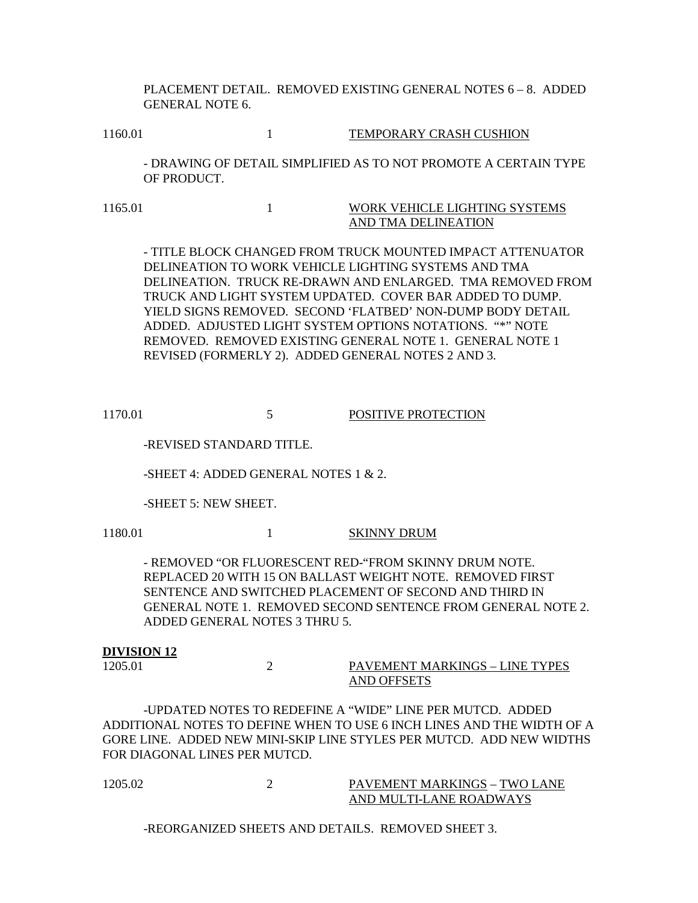PLACEMENT DETAIL. REMOVED EXISTING GENERAL NOTES 6 – 8. ADDED GENERAL NOTE 6.

1160.01 1 TEMPORARY CRASH CUSHION

- DRAWING OF DETAIL SIMPLIFIED AS TO NOT PROMOTE A CERTAIN TYPE OF PRODUCT.

1165.01 1 WORK VEHICLE LIGHTING SYSTEMS AND TMA DELINEATION

- TITLE BLOCK CHANGED FROM TRUCK MOUNTED IMPACT ATTENUATOR DELINEATION TO WORK VEHICLE LIGHTING SYSTEMS AND TMA DELINEATION. TRUCK RE-DRAWN AND ENLARGED. TMA REMOVED FROM TRUCK AND LIGHT SYSTEM UPDATED. COVER BAR ADDED TO DUMP. YIELD SIGNS REMOVED. SECOND 'FLATBED' NON-DUMP BODY DETAIL ADDED. ADJUSTED LIGHT SYSTEM OPTIONS NOTATIONS. "*" NOTE REMOVED. REMOVED EXISTING GENERAL NOTE 1. GENERAL NOTE 1 REVISED (FORMERLY 2). ADDED GENERAL NOTES 2 AND 3.

1170.01 5 POSITIVE PROTECTION

-REVISED STANDARD TITLE.

-SHEET 4: ADDED GENERAL NOTES 1 & 2.

-SHEET 5: NEW SHEET.

1180.01 1 SKINNY DRUM

- REMOVED "OR FLUORESCENT RED-"FROM SKINNY DRUM NOTE. REPLACED 20 WITH 15 ON BALLAST WEIGHT NOTE. REMOVED FIRST SENTENCE AND SWITCHED PLACEMENT OF SECOND AND THIRD IN GENERAL NOTE 1. REMOVED SECOND SENTENCE FROM GENERAL NOTE 2. ADDED GENERAL NOTES 3 THRU 5.

**DIVISION 12**

1205.01 2 PAVEMENT MARKINGS – LINE TYPES AND OFFSETS

-UPDATED NOTES TO REDEFINE A "WIDE" LINE PER MUTCD. ADDED ADDITIONAL NOTES TO DEFINE WHEN TO USE 6 INCH LINES AND THE WIDTH OF A GORE LINE. ADDED NEW MINI-SKIP LINE STYLES PER MUTCD. ADD NEW WIDTHS FOR DIAGONAL LINES PER MUTCD.

1205.02 2 PAVEMENT MARKINGS – TWO LANE AND MULTI-LANE ROADWAYS

-REORGANIZED SHEETS AND DETAILS. REMOVED SHEET 3.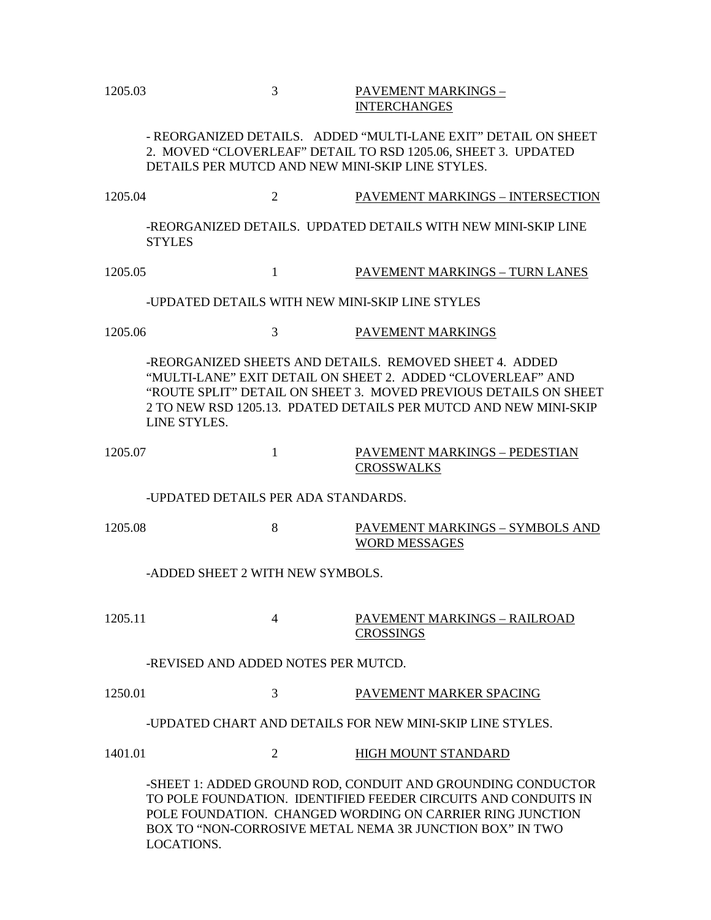1205.03 3 <u>PAVEMENT MARKINGS – INTERCHANGES</u>

- REORGANIZED DETAILS. ADDED "MULTI-LANE EXIT" DETAIL ON SHEET 2. MOVED "CLOVERLEAF" DETAIL TO RSD 1205.06, SHEET 3. UPDATED DETAILS PER MUTCD AND NEW MINI-SKIP LINE STYLES.

1205.04 2 <u>PAVEMENT MARKINGS – INTERSECTION</u>

-REORGANIZED DETAILS. UPDATED DETAILS WITH NEW MINI-SKIP LINE STYLES

1205.05 1 <u>PAVEMENT MARKINGS – TURN LANES</u>

-UPDATED DETAILS WITH NEW MINI-SKIP LINE STYLES

1205.06 3 <u>PAVEMENT MARKINGS</u>

-REORGANIZED SHEETS AND DETAILS. REMOVED SHEET 4. ADDED "MULTI-LANE" EXIT DETAIL ON SHEET 2. ADDED "CLOVERLEAF" AND "ROUTE SPLIT" DETAIL ON SHEET 3. MOVED PREVIOUS DETAILS ON SHEET 2 TO NEW RSD 1205.13. PDATED DETAILS PER MUTCD AND NEW MINI-SKIP LINE STYLES.

1205.07 1 <u>PAVEMENT MARKINGS – PEDESTIAN CROSSWALKS</u>

-UPDATED DETAILS PER ADA STANDARDS.

1205.08 8 <u>PAVEMENT MARKINGS – SYMBOLS AND WORD MESSAGES</u>

-ADDED SHEET 2 WITH NEW SYMBOLS.

1205.11 4 <u>PAVEMENT MARKINGS – RAILROAD CROSSINGS</u>

-REVISED AND ADDED NOTES PER MUTCD.

1250.01 3 <u>PAVEMENT MARKER SPACING</u>

-UPDATED CHART AND DETAILS FOR NEW MINI-SKIP LINE STYLES.

1401.01 2 <u>HIGH MOUNT STANDARD</u>

-SHEET 1: ADDED GROUND ROD, CONDUIT AND GROUNDING CONDUCTOR TO POLE FOUNDATION. IDENTIFIED FEEDER CIRCUITS AND CONDUITS IN POLE FOUNDATION. CHANGED WORDING ON CARRIER RING JUNCTION BOX TO "NON-CORROSIVE METAL NEMA 3R JUNCTION BOX" IN TWO LOCATIONS.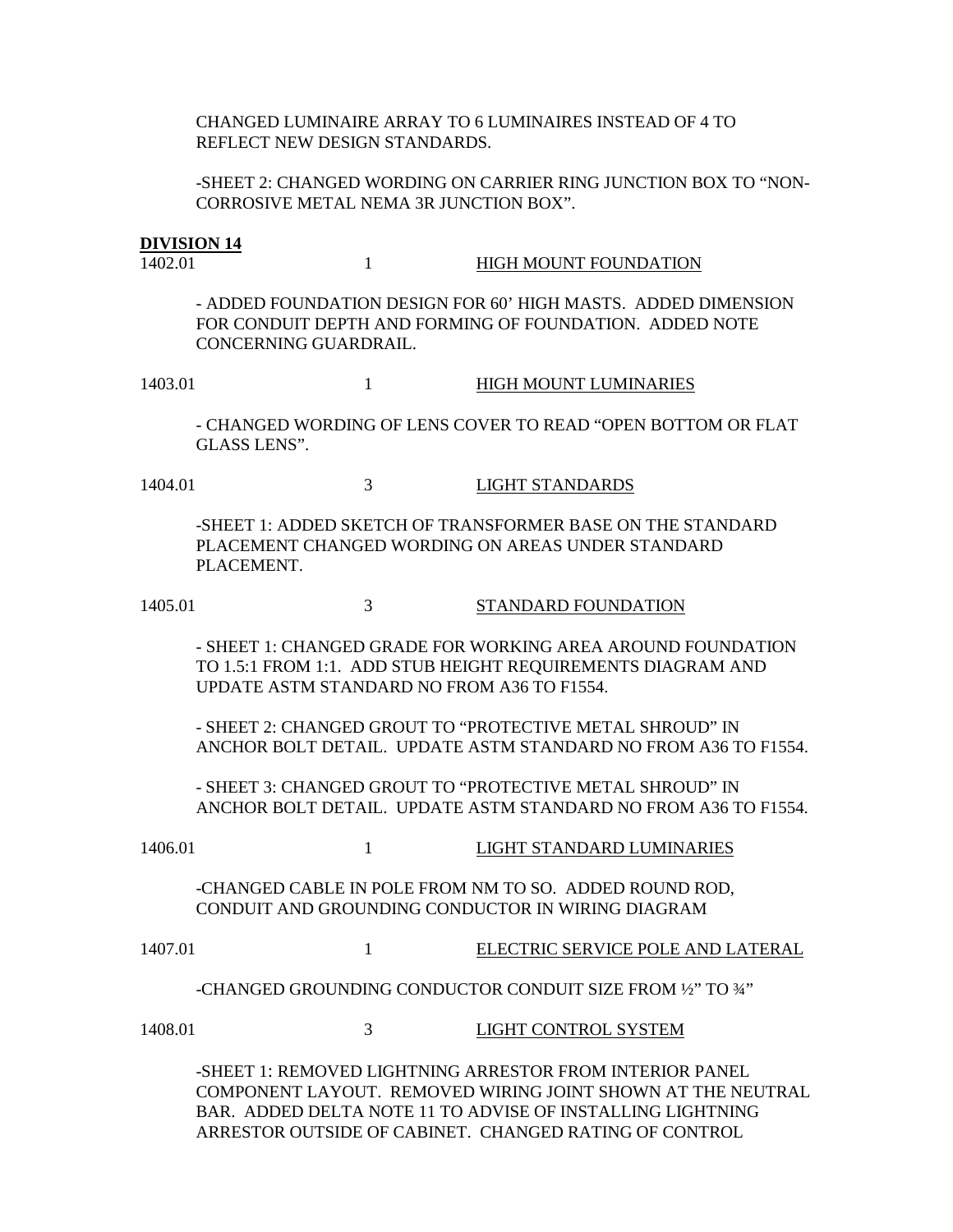CHANGED LUMINAIRE ARRAY TO 6 LUMINAIRES INSTEAD OF 4 TO REFLECT NEW DESIGN STANDARDS.

-SHEET 2: CHANGED WORDING ON CARRIER RING JUNCTION BOX TO "NON-CORROSIVE METAL NEMA 3R JUNCTION BOX".

**DIVISION 14**

1402.01 1 HIGH MOUNT FOUNDATION

- ADDED FOUNDATION DESIGN FOR 60' HIGH MASTS. ADDED DIMENSION FOR CONDUIT DEPTH AND FORMING OF FOUNDATION. ADDED NOTE CONCERNING GUARDRAIL.

1403.01 1 HIGH MOUNT LUMINARIES

- CHANGED WORDING OF LENS COVER TO READ "OPEN BOTTOM OR FLAT GLASS LENS".

1404.01 3 LIGHT STANDARDS

-SHEET 1: ADDED SKETCH OF TRANSFORMER BASE ON THE STANDARD PLACEMENT CHANGED WORDING ON AREAS UNDER STANDARD PLACEMENT.

1405.01 3 STANDARD FOUNDATION

- SHEET 1: CHANGED GRADE FOR WORKING AREA AROUND FOUNDATION TO 1.5:1 FROM 1:1. ADD STUB HEIGHT REQUIREMENTS DIAGRAM AND UPDATE ASTM STANDARD NO FROM A36 TO F1554.

- SHEET 2: CHANGED GROUT TO "PROTECTIVE METAL SHROUD" IN ANCHOR BOLT DETAIL. UPDATE ASTM STANDARD NO FROM A36 TO F1554.

- SHEET 3: CHANGED GROUT TO "PROTECTIVE METAL SHROUD" IN ANCHOR BOLT DETAIL. UPDATE ASTM STANDARD NO FROM A36 TO F1554.

1406.01 1 LIGHT STANDARD LUMINARIES

-CHANGED CABLE IN POLE FROM NM TO SO. ADDED ROUND ROD, CONDUIT AND GROUNDING CONDUCTOR IN WIRING DIAGRAM

1407.01 1 ELECTRIC SERVICE POLE AND LATERAL

-CHANGED GROUNDING CONDUCTOR CONDUIT SIZE FROM ½" TO ¾"

1408.01 3 LIGHT CONTROL SYSTEM

-SHEET 1: REMOVED LIGHTNING ARRESTOR FROM INTERIOR PANEL COMPONENT LAYOUT. REMOVED WIRING JOINT SHOWN AT THE NEUTRAL BAR. ADDED DELTA NOTE 11 TO ADVISE OF INSTALLING LIGHTNING ARRESTOR OUTSIDE OF CABINET. CHANGED RATING OF CONTROL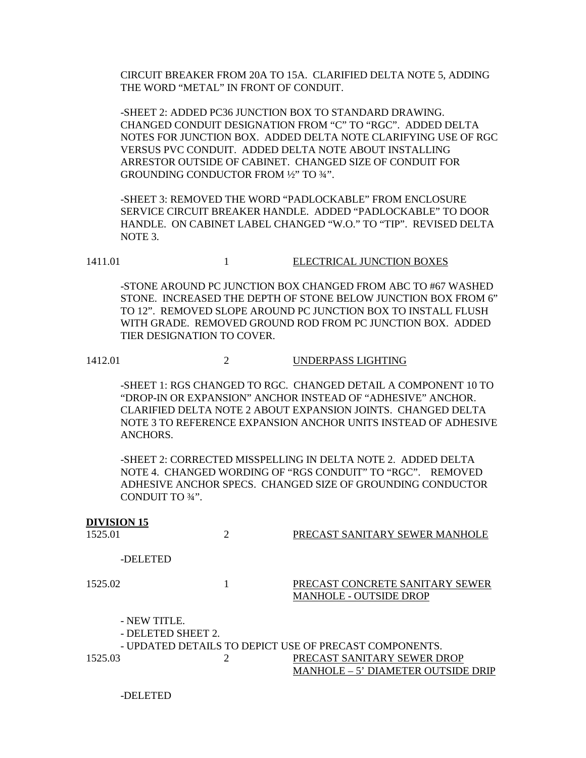CIRCUIT BREAKER FROM 20A TO 15A. CLARIFIED DELTA NOTE 5, ADDING THE WORD "METAL" IN FRONT OF CONDUIT.

-SHEET 2: ADDED PC36 JUNCTION BOX TO STANDARD DRAWING. CHANGED CONDUIT DESIGNATION FROM "C" TO "RGC". ADDED DELTA NOTES FOR JUNCTION BOX. ADDED DELTA NOTE CLARIFYING USE OF RGC VERSUS PVC CONDUIT. ADDED DELTA NOTE ABOUT INSTALLING ARRESTOR OUTSIDE OF CABINET. CHANGED SIZE OF CONDUIT FOR GROUNDING CONDUCTOR FROM ½" TO ¾".

-SHEET 3: REMOVED THE WORD "PADLOCKABLE" FROM ENCLOSURE SERVICE CIRCUIT BREAKER HANDLE. ADDED "PADLOCKABLE" TO DOOR HANDLE. ON CABINET LABEL CHANGED "W.O." TO "TIP". REVISED DELTA NOTE 3.

1411.01 1 ELECTRICAL JUNCTION BOXES

-STONE AROUND PC JUNCTION BOX CHANGED FROM ABC TO #67 WASHED STONE. INCREASED THE DEPTH OF STONE BELOW JUNCTION BOX FROM 6" TO 12". REMOVED SLOPE AROUND PC JUNCTION BOX TO INSTALL FLUSH WITH GRADE. REMOVED GROUND ROD FROM PC JUNCTION BOX. ADDED TIER DESIGNATION TO COVER.

1412.01 2 UNDERPASS LIGHTING

-SHEET 1: RGS CHANGED TO RGC. CHANGED DETAIL A COMPONENT 10 TO "DROP-IN OR EXPANSION" ANCHOR INSTEAD OF "ADHESIVE" ANCHOR. CLARIFIED DELTA NOTE 2 ABOUT EXPANSION JOINTS. CHANGED DELTA NOTE 3 TO REFERENCE EXPANSION ANCHOR UNITS INSTEAD OF ADHESIVE ANCHORS.

-SHEET 2: CORRECTED MISSPELLING IN DELTA NOTE 2. ADDED DELTA NOTE 4. CHANGED WORDING OF "RGS CONDUIT" TO "RGC". REMOVED ADHESIVE ANCHOR SPECS. CHANGED SIZE OF GROUNDING CONDUCTOR CONDUIT TO ¾".

**DIVISION 15**

1525.01 2 PRECAST SANITARY SEWER MANHOLE

-DELETED

1525.02 1 PRECAST CONCRETE SANITARY SEWER MANHOLE - OUTSIDE DROP

- NEW TITLE.
- DELETED SHEET 2.
- UPDATED DETAILS TO DEPICT USE OF PRECAST COMPONENTS.

1525.03 2 PRECAST SANITARY SEWER DROP MANHOLE – 5' DIAMETER OUTSIDE DRIP

-DELETED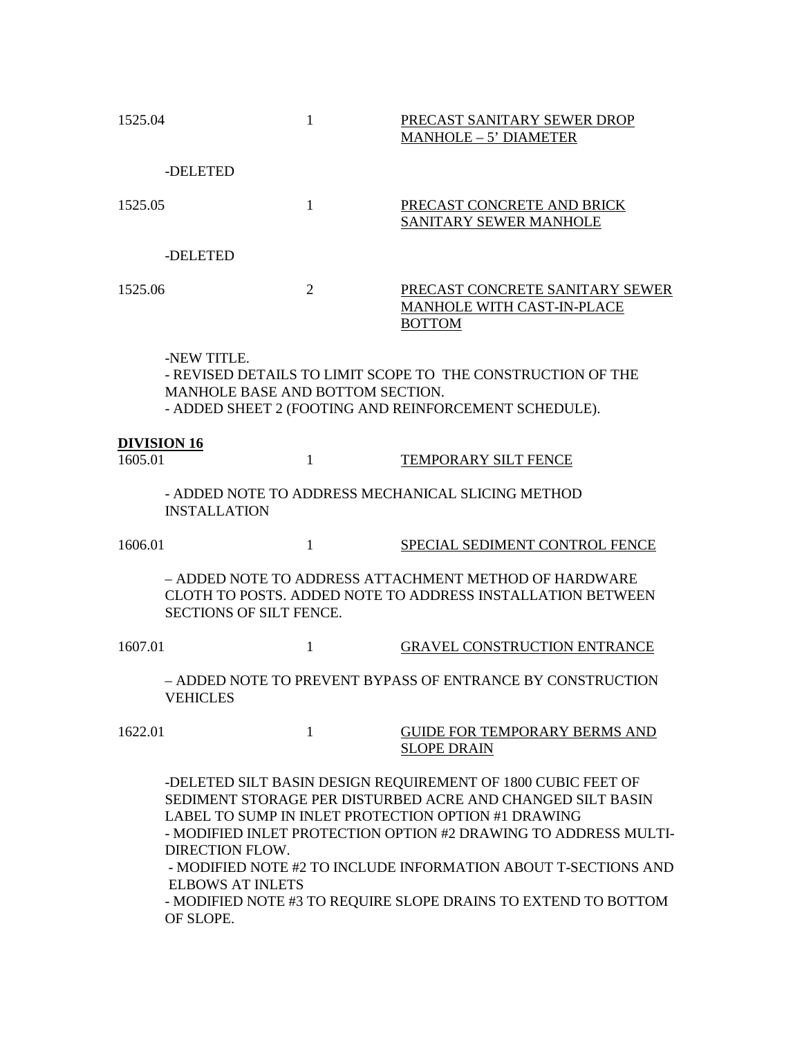1525.04 &nbsp;&nbsp;&nbsp;&nbsp;&nbsp;&nbsp;&nbsp;&nbsp; 1 &nbsp;&nbsp;&nbsp;&nbsp;&nbsp;&nbsp;&nbsp;&nbsp; PRECAST SANITARY SEWER DROP MANHOLE – 5' DIAMETER

-DELETED

1525.05 &nbsp;&nbsp;&nbsp;&nbsp;&nbsp;&nbsp;&nbsp;&nbsp; 1 &nbsp;&nbsp;&nbsp;&nbsp;&nbsp;&nbsp;&nbsp;&nbsp; PRECAST CONCRETE AND BRICK SANITARY SEWER MANHOLE

-DELETED

1525.06 &nbsp;&nbsp;&nbsp;&nbsp;&nbsp;&nbsp;&nbsp;&nbsp; 2 &nbsp;&nbsp;&nbsp;&nbsp;&nbsp;&nbsp;&nbsp;&nbsp; PRECAST CONCRETE SANITARY SEWER MANHOLE WITH CAST-IN-PLACE BOTTOM

-NEW TITLE.
- REVISED DETAILS TO LIMIT SCOPE TO THE CONSTRUCTION OF THE MANHOLE BASE AND BOTTOM SECTION.
- ADDED SHEET 2 (FOOTING AND REINFORCEMENT SCHEDULE).

**DIVISION 16**

1605.01 &nbsp;&nbsp;&nbsp;&nbsp;&nbsp;&nbsp;&nbsp;&nbsp; 1 &nbsp;&nbsp;&nbsp;&nbsp;&nbsp;&nbsp;&nbsp;&nbsp; TEMPORARY SILT FENCE

- ADDED NOTE TO ADDRESS MECHANICAL SLICING METHOD INSTALLATION

1606.01 &nbsp;&nbsp;&nbsp;&nbsp;&nbsp;&nbsp;&nbsp;&nbsp; 1 &nbsp;&nbsp;&nbsp;&nbsp;&nbsp;&nbsp;&nbsp;&nbsp; SPECIAL SEDIMENT CONTROL FENCE

– ADDED NOTE TO ADDRESS ATTACHMENT METHOD OF HARDWARE CLOTH TO POSTS. ADDED NOTE TO ADDRESS INSTALLATION BETWEEN SECTIONS OF SILT FENCE.

1607.01 &nbsp;&nbsp;&nbsp;&nbsp;&nbsp;&nbsp;&nbsp;&nbsp; 1 &nbsp;&nbsp;&nbsp;&nbsp;&nbsp;&nbsp;&nbsp;&nbsp; GRAVEL CONSTRUCTION ENTRANCE

– ADDED NOTE TO PREVENT BYPASS OF ENTRANCE BY CONSTRUCTION VEHICLES

1622.01 &nbsp;&nbsp;&nbsp;&nbsp;&nbsp;&nbsp;&nbsp;&nbsp; 1 &nbsp;&nbsp;&nbsp;&nbsp;&nbsp;&nbsp;&nbsp;&nbsp; GUIDE FOR TEMPORARY BERMS AND SLOPE DRAIN

-DELETED SILT BASIN DESIGN REQUIREMENT OF 1800 CUBIC FEET OF SEDIMENT STORAGE PER DISTURBED ACRE AND CHANGED SILT BASIN LABEL TO SUMP IN INLET PROTECTION OPTION #1 DRAWING
- MODIFIED INLET PROTECTION OPTION #2 DRAWING TO ADDRESS MULTI-DIRECTION FLOW.
- MODIFIED NOTE #2 TO INCLUDE INFORMATION ABOUT T-SECTIONS AND ELBOWS AT INLETS
- MODIFIED NOTE #3 TO REQUIRE SLOPE DRAINS TO EXTEND TO BOTTOM OF SLOPE.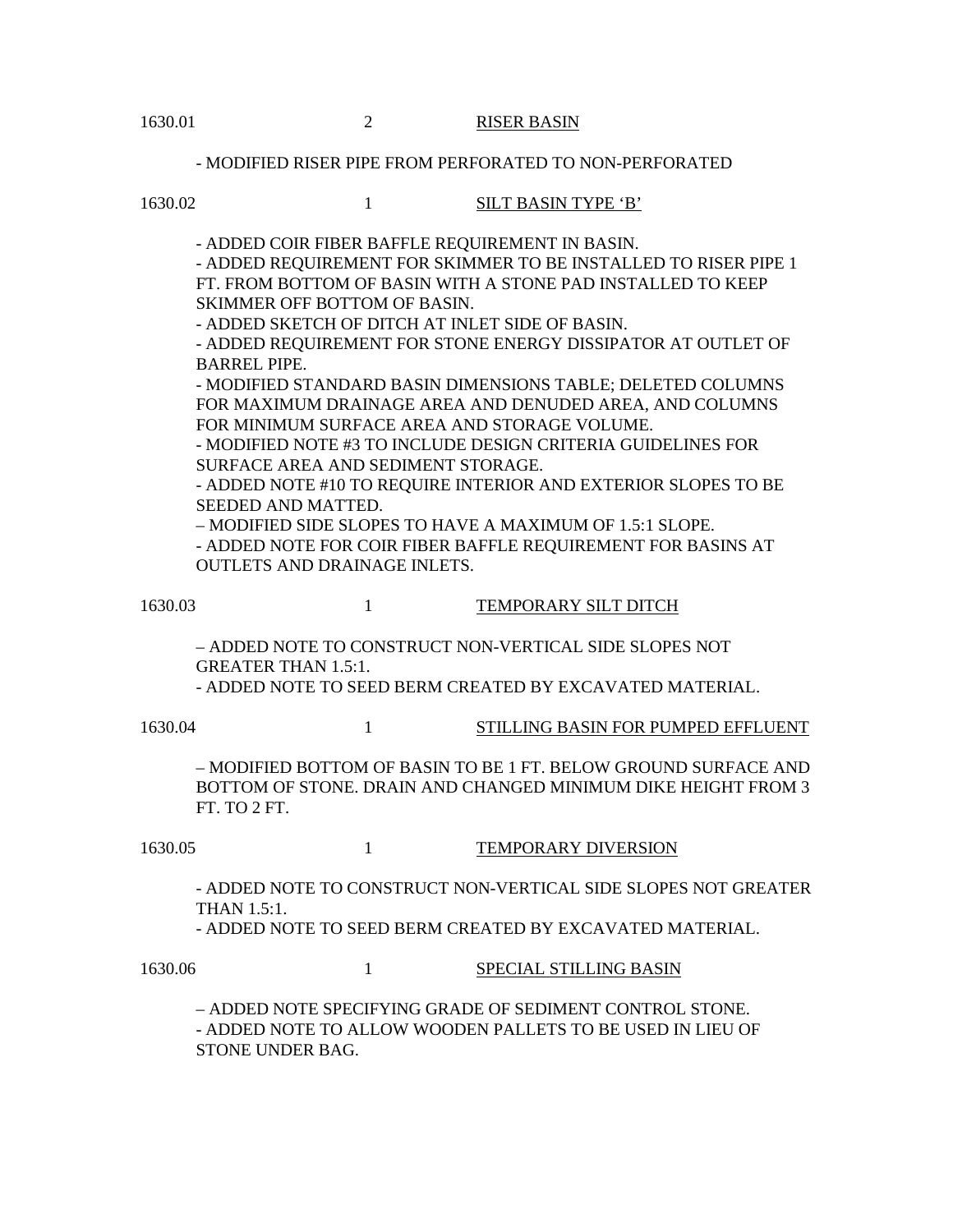1630.01 2 <u>RISER BASIN</u>

- MODIFIED RISER PIPE FROM PERFORATED TO NON-PERFORATED

1630.02 1 <u>SILT BASIN TYPE 'B'</u>

- ADDED COIR FIBER BAFFLE REQUIREMENT IN BASIN.
- ADDED REQUIREMENT FOR SKIMMER TO BE INSTALLED TO RISER PIPE 1 FT. FROM BOTTOM OF BASIN WITH A STONE PAD INSTALLED TO KEEP SKIMMER OFF BOTTOM OF BASIN.
- ADDED SKETCH OF DITCH AT INLET SIDE OF BASIN.
- ADDED REQUIREMENT FOR STONE ENERGY DISSIPATOR AT OUTLET OF BARREL PIPE.
- MODIFIED STANDARD BASIN DIMENSIONS TABLE; DELETED COLUMNS FOR MAXIMUM DRAINAGE AREA AND DENUDED AREA, AND COLUMNS FOR MINIMUM SURFACE AREA AND STORAGE VOLUME.
- MODIFIED NOTE #3 TO INCLUDE DESIGN CRITERIA GUIDELINES FOR SURFACE AREA AND SEDIMENT STORAGE.
- ADDED NOTE #10 TO REQUIRE INTERIOR AND EXTERIOR SLOPES TO BE SEEDED AND MATTED.
– MODIFIED SIDE SLOPES TO HAVE A MAXIMUM OF 1.5:1 SLOPE.
- ADDED NOTE FOR COIR FIBER BAFFLE REQUIREMENT FOR BASINS AT OUTLETS AND DRAINAGE INLETS.

1630.03 1 <u>TEMPORARY SILT DITCH</u>

– ADDED NOTE TO CONSTRUCT NON-VERTICAL SIDE SLOPES NOT GREATER THAN 1.5:1.
- ADDED NOTE TO SEED BERM CREATED BY EXCAVATED MATERIAL.

1630.04 1 <u>STILLING BASIN FOR PUMPED EFFLUENT</u>

– MODIFIED BOTTOM OF BASIN TO BE 1 FT. BELOW GROUND SURFACE AND BOTTOM OF STONE. DRAIN AND CHANGED MINIMUM DIKE HEIGHT FROM 3 FT. TO 2 FT.

1630.05 1 <u>TEMPORARY DIVERSION</u>

- ADDED NOTE TO CONSTRUCT NON-VERTICAL SIDE SLOPES NOT GREATER THAN 1.5:1.
- ADDED NOTE TO SEED BERM CREATED BY EXCAVATED MATERIAL.

1630.06 1 <u>SPECIAL STILLING BASIN</u>

– ADDED NOTE SPECIFYING GRADE OF SEDIMENT CONTROL STONE.
- ADDED NOTE TO ALLOW WOODEN PALLETS TO BE USED IN LIEU OF STONE UNDER BAG.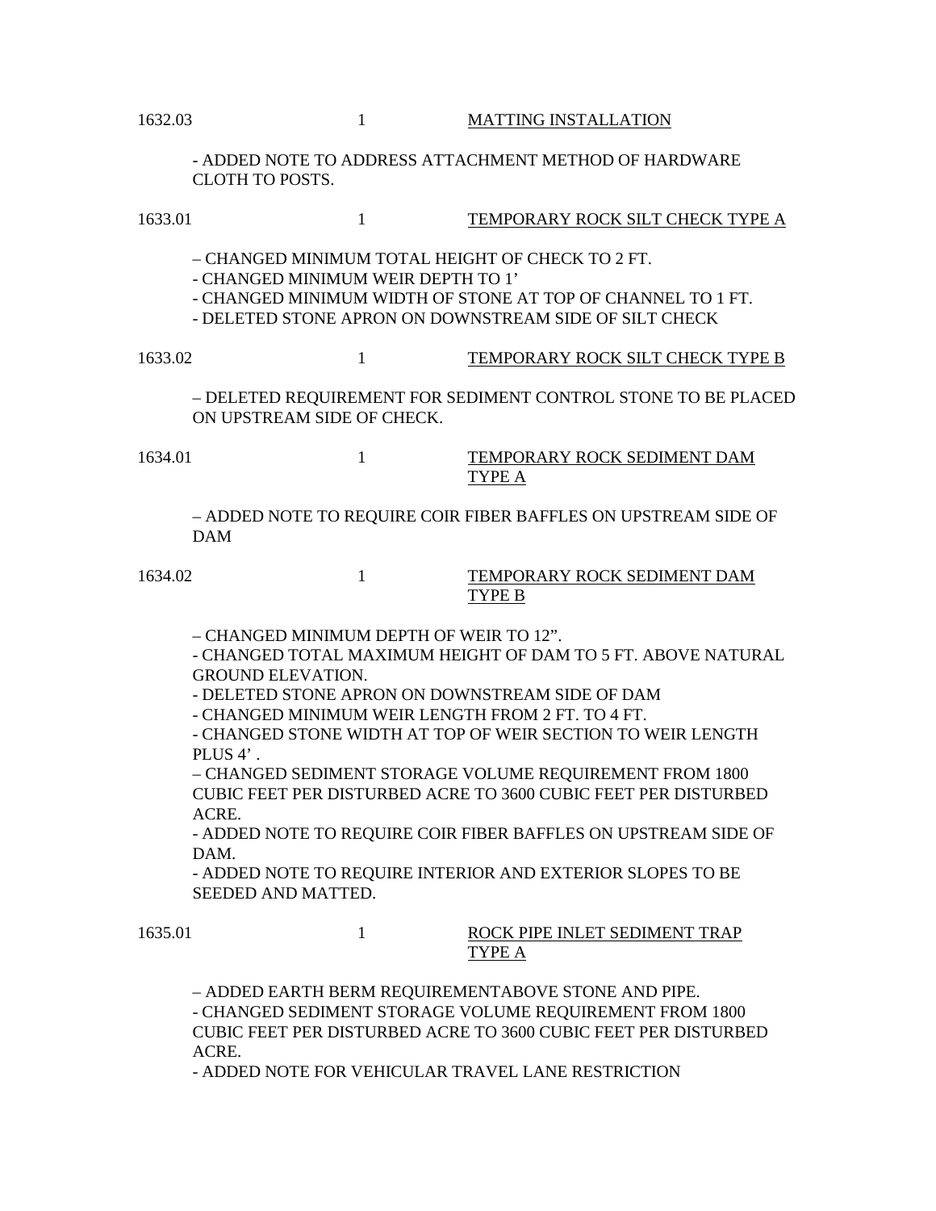1632.03 1 <u>MATTING INSTALLATION</u>

- ADDED NOTE TO ADDRESS ATTACHMENT METHOD OF HARDWARE CLOTH TO POSTS.

1633.01 1 <u>TEMPORARY ROCK SILT CHECK TYPE A</u>

– CHANGED MINIMUM TOTAL HEIGHT OF CHECK TO 2 FT.
- CHANGED MINIMUM WEIR DEPTH TO 1'
- CHANGED MINIMUM WIDTH OF STONE AT TOP OF CHANNEL TO 1 FT.
- DELETED STONE APRON ON DOWNSTREAM SIDE OF SILT CHECK

1633.02 1 <u>TEMPORARY ROCK SILT CHECK TYPE B</u>

– DELETED REQUIREMENT FOR SEDIMENT CONTROL STONE TO BE PLACED ON UPSTREAM SIDE OF CHECK.

1634.01 1 <u>TEMPORARY ROCK SEDIMENT DAM TYPE A</u>

– ADDED NOTE TO REQUIRE COIR FIBER BAFFLES ON UPSTREAM SIDE OF DAM

1634.02 1 <u>TEMPORARY ROCK SEDIMENT DAM TYPE B</u>

– CHANGED MINIMUM DEPTH OF WEIR TO 12".
- CHANGED TOTAL MAXIMUM HEIGHT OF DAM TO 5 FT. ABOVE NATURAL GROUND ELEVATION.
- DELETED STONE APRON ON DOWNSTREAM SIDE OF DAM
- CHANGED MINIMUM WEIR LENGTH FROM 2 FT. TO 4 FT.
- CHANGED STONE WIDTH AT TOP OF WEIR SECTION TO WEIR LENGTH PLUS 4' .
– CHANGED SEDIMENT STORAGE VOLUME REQUIREMENT FROM 1800 CUBIC FEET PER DISTURBED ACRE TO 3600 CUBIC FEET PER DISTURBED ACRE.
- ADDED NOTE TO REQUIRE COIR FIBER BAFFLES ON UPSTREAM SIDE OF DAM.
- ADDED NOTE TO REQUIRE INTERIOR AND EXTERIOR SLOPES TO BE SEEDED AND MATTED.

1635.01 1 <u>ROCK PIPE INLET SEDIMENT TRAP TYPE A</u>

– ADDED EARTH BERM REQUIREMENTABOVE STONE AND PIPE.
- CHANGED SEDIMENT STORAGE VOLUME REQUIREMENT FROM 1800 CUBIC FEET PER DISTURBED ACRE TO 3600 CUBIC FEET PER DISTURBED ACRE.
- ADDED NOTE FOR VEHICULAR TRAVEL LANE RESTRICTION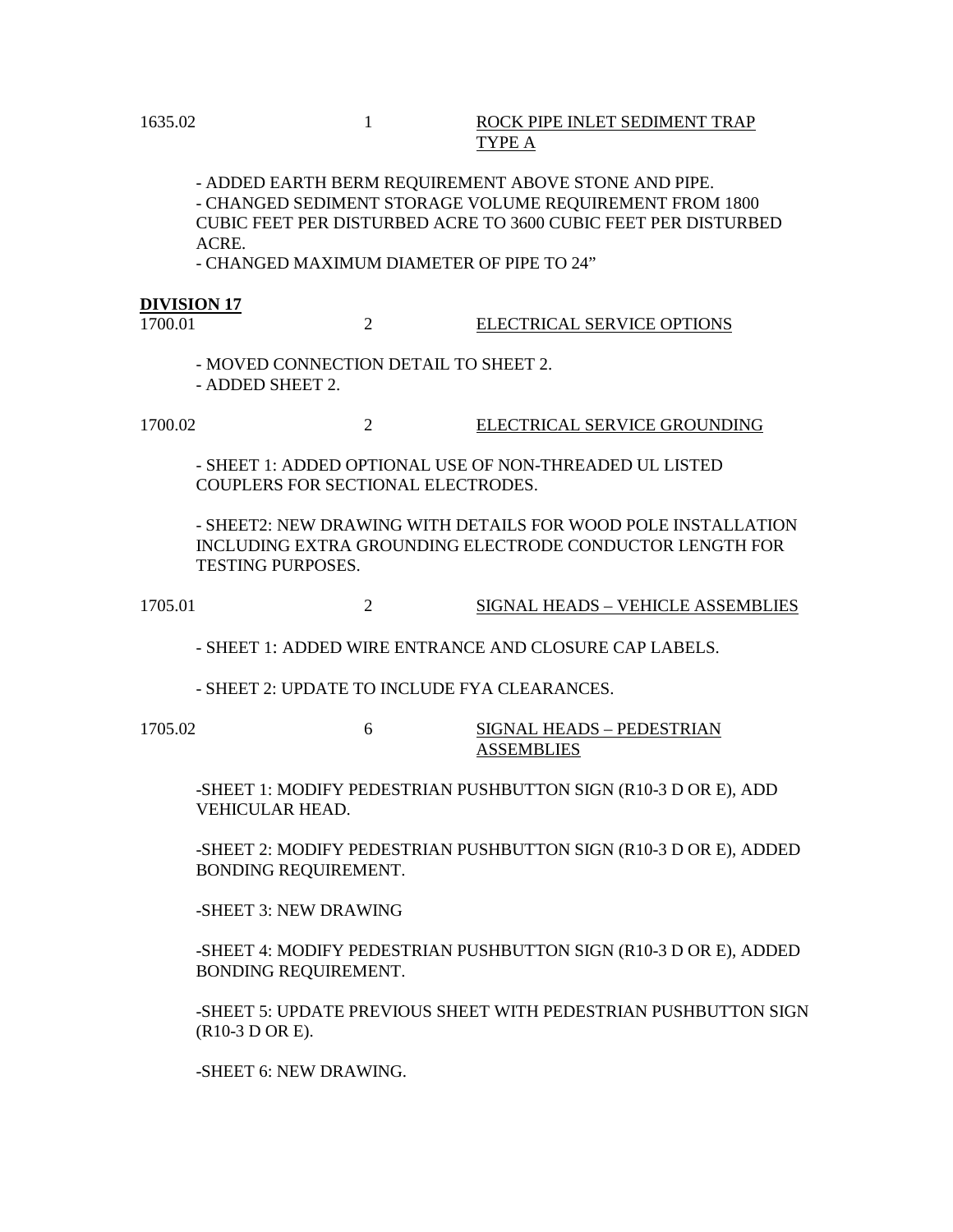1635.02 &nbsp;&nbsp;&nbsp;&nbsp; 1 &nbsp;&nbsp;&nbsp;&nbsp; <u>ROCK PIPE INLET SEDIMENT TRAP TYPE A</u>

- ADDED EARTH BERM REQUIREMENT ABOVE STONE AND PIPE.
- CHANGED SEDIMENT STORAGE VOLUME REQUIREMENT FROM 1800 CUBIC FEET PER DISTURBED ACRE TO 3600 CUBIC FEET PER DISTURBED ACRE.
- CHANGED MAXIMUM DIAMETER OF PIPE TO 24”

**<u>DIVISION 17</u>**

1700.01 &nbsp;&nbsp;&nbsp;&nbsp; 2 &nbsp;&nbsp;&nbsp;&nbsp; <u>ELECTRICAL SERVICE OPTIONS</u>

- MOVED CONNECTION DETAIL TO SHEET 2.
- ADDED SHEET 2.

1700.02 &nbsp;&nbsp;&nbsp;&nbsp; 2 &nbsp;&nbsp;&nbsp;&nbsp; <u>ELECTRICAL SERVICE GROUNDING</u>

- SHEET 1: ADDED OPTIONAL USE OF NON-THREADED UL LISTED COUPLERS FOR SECTIONAL ELECTRODES.

- SHEET2: NEW DRAWING WITH DETAILS FOR WOOD POLE INSTALLATION INCLUDING EXTRA GROUNDING ELECTRODE CONDUCTOR LENGTH FOR TESTING PURPOSES.

1705.01 &nbsp;&nbsp;&nbsp;&nbsp; 2 &nbsp;&nbsp;&nbsp;&nbsp; <u>SIGNAL HEADS – VEHICLE ASSEMBLIES</u>

- SHEET 1: ADDED WIRE ENTRANCE AND CLOSURE CAP LABELS.

- SHEET 2: UPDATE TO INCLUDE FYA CLEARANCES.

1705.02 &nbsp;&nbsp;&nbsp;&nbsp; 6 &nbsp;&nbsp;&nbsp;&nbsp; <u>SIGNAL HEADS – PEDESTRIAN ASSEMBLIES</u>

-SHEET 1: MODIFY PEDESTRIAN PUSHBUTTON SIGN (R10-3 D OR E), ADD VEHICULAR HEAD.

-SHEET 2: MODIFY PEDESTRIAN PUSHBUTTON SIGN (R10-3 D OR E), ADDED BONDING REQUIREMENT.

-SHEET 3: NEW DRAWING

-SHEET 4: MODIFY PEDESTRIAN PUSHBUTTON SIGN (R10-3 D OR E), ADDED BONDING REQUIREMENT.

-SHEET 5: UPDATE PREVIOUS SHEET WITH PEDESTRIAN PUSHBUTTON SIGN (R10-3 D OR E).

-SHEET 6: NEW DRAWING.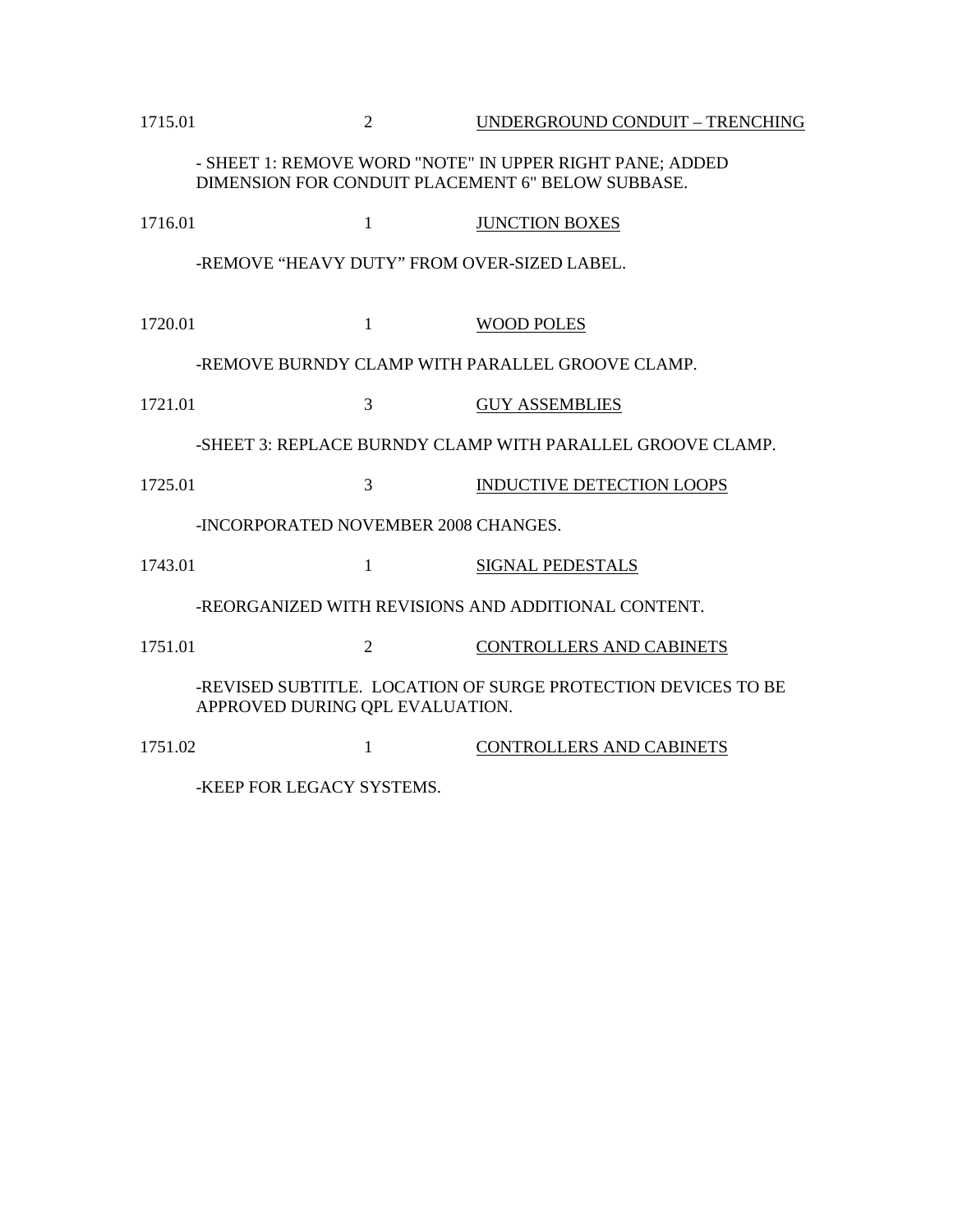1715.01 2 UNDERGROUND CONDUIT – TRENCHING

- SHEET 1: REMOVE WORD "NOTE" IN UPPER RIGHT PANE; ADDED DIMENSION FOR CONDUIT PLACEMENT 6" BELOW SUBBASE.

1716.01 1 JUNCTION BOXES

-REMOVE "HEAVY DUTY" FROM OVER-SIZED LABEL.

1720.01 1 WOOD POLES

-REMOVE BURNDY CLAMP WITH PARALLEL GROOVE CLAMP.

1721.01 3 GUY ASSEMBLIES

-SHEET 3: REPLACE BURNDY CLAMP WITH PARALLEL GROOVE CLAMP.

1725.01 3 INDUCTIVE DETECTION LOOPS

-INCORPORATED NOVEMBER 2008 CHANGES.

1743.01 1 SIGNAL PEDESTALS

-REORGANIZED WITH REVISIONS AND ADDITIONAL CONTENT.

1751.01 2 CONTROLLERS AND CABINETS

-REVISED SUBTITLE. LOCATION OF SURGE PROTECTION DEVICES TO BE APPROVED DURING QPL EVALUATION.

1751.02 1 CONTROLLERS AND CABINETS

-KEEP FOR LEGACY SYSTEMS.